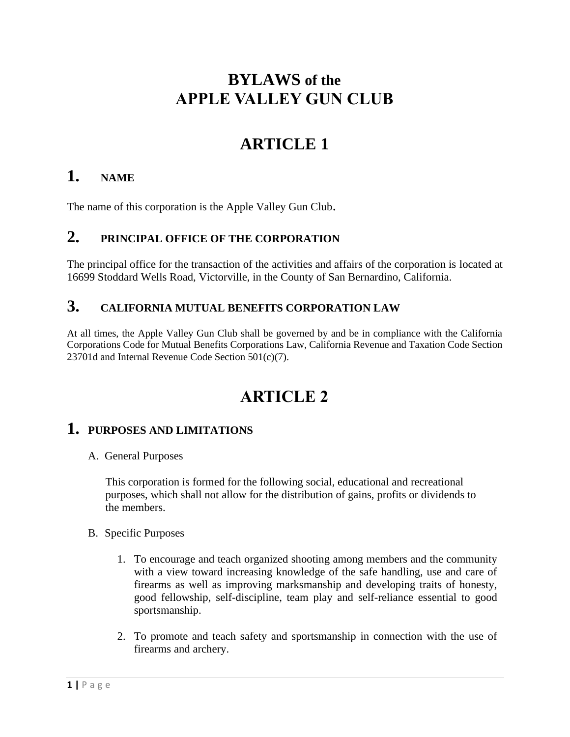# BYLAWS of the APPLE VALLEY GUN CLUB

# ARTICLE 1

## 1. NAME

The name of this corporation is the Apple Valley Gun Club.

## 2. PRINCIPAL OFFICE OF THE CORPORATION

The principal office for the transaction of the activities and affairs of the corporation is located at 16699 Stoddard Wells Road, Victorville, in the County of San Bernardino, California.

## 3. CALIFORNIA MUTUAL BENEFITS CORPORATION LAW

At all times, the Apple Valley Gun Club shall be governed by and be in compliance with the California Corporations Code for Mutual Benefits Corporations Law, California Revenue and Taxation Code Section 23701d and Internal Revenue Code Section 501(c)(7).

# ARTICLE 2

## 1. PURPOSES AND LIMITATIONS

A. General Purposes

This corporation is formed for the following social, educational and recreational purposes, which shall not allow for the distribution of gains, profits or dividends to the members.

B. Specific Purposes

1. To encourage and teach organized shooting among members and the community with a view toward increasing knowledge of the safe handling, use and care of firearms as well as improving marksmanship and developing traits of honesty, good fellowship, self-discipline, team play and self-reliance essential to good sportsmanship.

2. To promote and teach safety and sportsmanship in connection with the use of firearms and archery.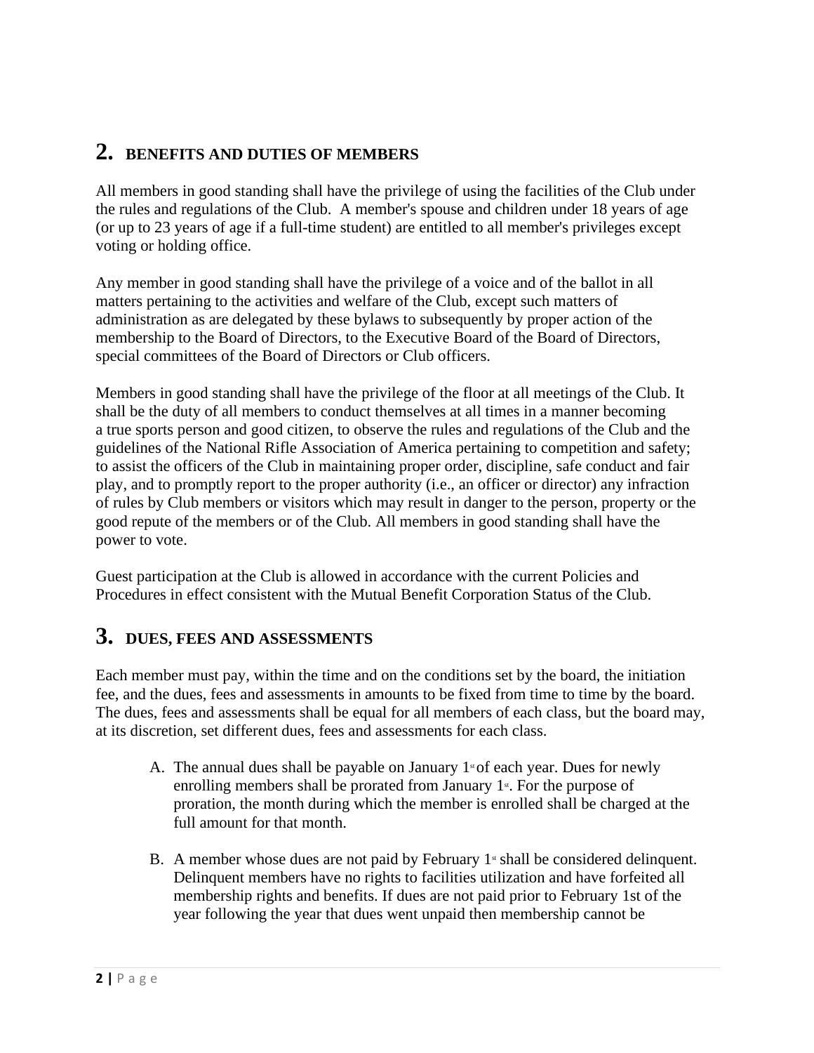## 2. BENEFITS AND DUTIES OF MEMBERS

All members in good standing shall have the privilege of using the facilities of the Club under the rules and regulations of the Club.  A member's spouse and children under 18 years of age (or up to 23 years of age if a full-time student) are entitled to all member's privileges except voting or holding office.

Any member in good standing shall have the privilege of a voice and of the ballot in all matters pertaining to the activities and welfare of the Club, except such matters of administration as are delegated by these bylaws to subsequently by proper action of the membership to the Board of Directors, to the Executive Board of the Board of Directors, special committees of the Board of Directors or Club officers.

Members in good standing shall have the privilege of the floor at all meetings of the Club. It shall be the duty of all members to conduct themselves at all times in a manner becoming a true sports person and good citizen, to observe the rules and regulations of the Club and the guidelines of the National Rifle Association of America pertaining to competition and safety; to assist the officers of the Club in maintaining proper order, discipline, safe conduct and fair play, and to promptly report to the proper authority (i.e., an officer or director) any infraction of rules by Club members or visitors which may result in danger to the person, property or the good repute of the members or of the Club. All members in good standing shall have the power to vote.

Guest participation at the Club is allowed in accordance with the current Policies and Procedures in effect consistent with the Mutual Benefit Corporation Status of the Club.

## 3. DUES, FEES AND ASSESSMENTS

Each member must pay, within the time and on the conditions set by the board, the initiation fee, and the dues, fees and assessments in amounts to be fixed from time to time by the board. The dues, fees and assessments shall be equal for all members of each class, but the board may, at its discretion, set different dues, fees and assessments for each class.

A. The annual dues shall be payable on January 1st of each year. Dues for newly enrolling members shall be prorated from January 1st. For the purpose of proration, the month during which the member is enrolled shall be charged at the full amount for that month.

B. A member whose dues are not paid by February 1st shall be considered delinquent. Delinquent members have no rights to facilities utilization and have forfeited all membership rights and benefits. If dues are not paid prior to February 1st of the year following the year that dues went unpaid then membership cannot be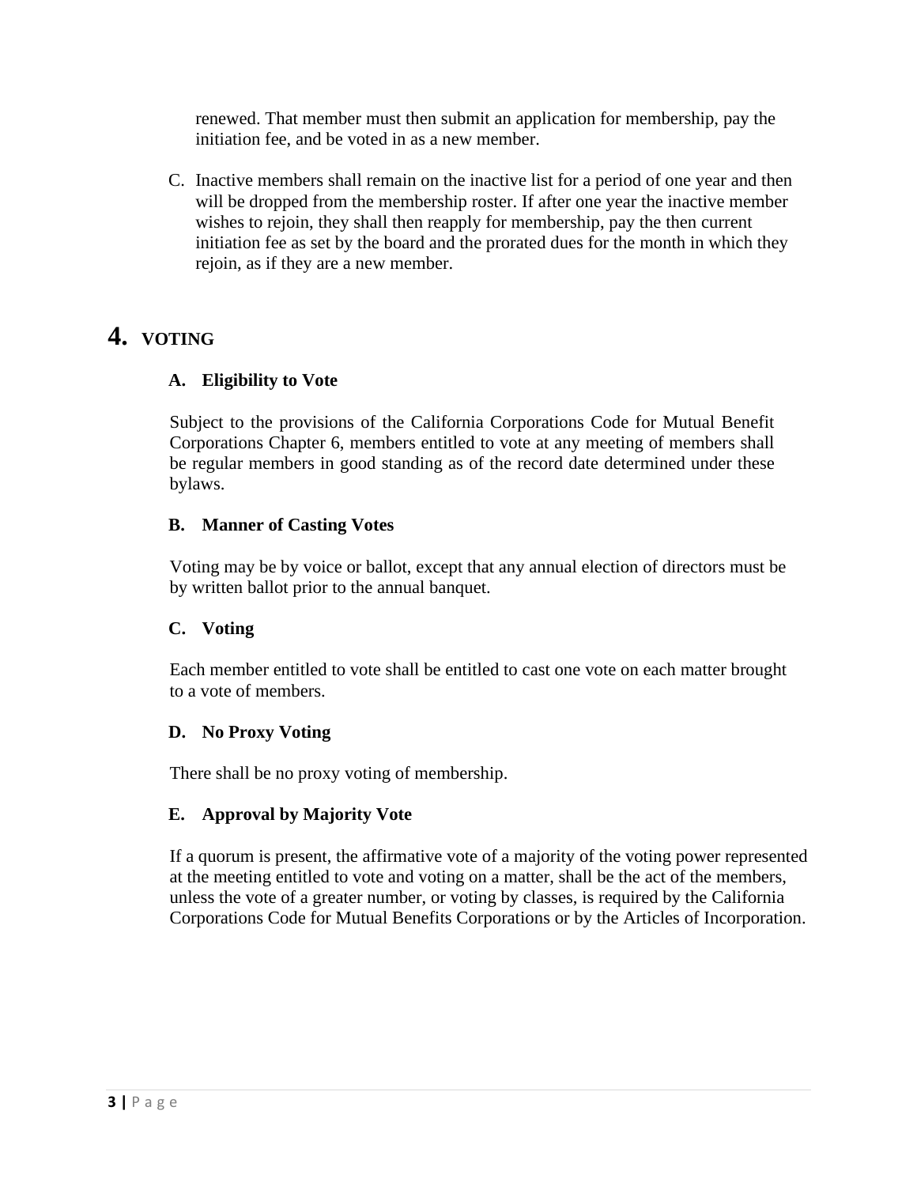renewed. That member must then submit an application for membership, pay the initiation fee, and be voted in as a new member.

C. Inactive members shall remain on the inactive list for a period of one year and then will be dropped from the membership roster. If after one year the inactive member wishes to rejoin, they shall then reapply for membership, pay the then current initiation fee as set by the board and the prorated dues for the month in which they rejoin, as if they are a new member.

# 4. VOTING

### A. Eligibility to Vote

Subject to the provisions of the California Corporations Code for Mutual Benefit Corporations Chapter 6, members entitled to vote at any meeting of members shall be regular members in good standing as of the record date determined under these bylaws.

### B. Manner of Casting Votes

Voting may be by voice or ballot, except that any annual election of directors must be by written ballot prior to the annual banquet.

### C. Voting

Each member entitled to vote shall be entitled to cast one vote on each matter brought to a vote of members.

### D. No Proxy Voting

There shall be no proxy voting of membership.

### E. Approval by Majority Vote

If a quorum is present, the affirmative vote of a majority of the voting power represented at the meeting entitled to vote and voting on a matter, shall be the act of the members, unless the vote of a greater number, or voting by classes, is required by the California Corporations Code for Mutual Benefits Corporations or by the Articles of Incorporation.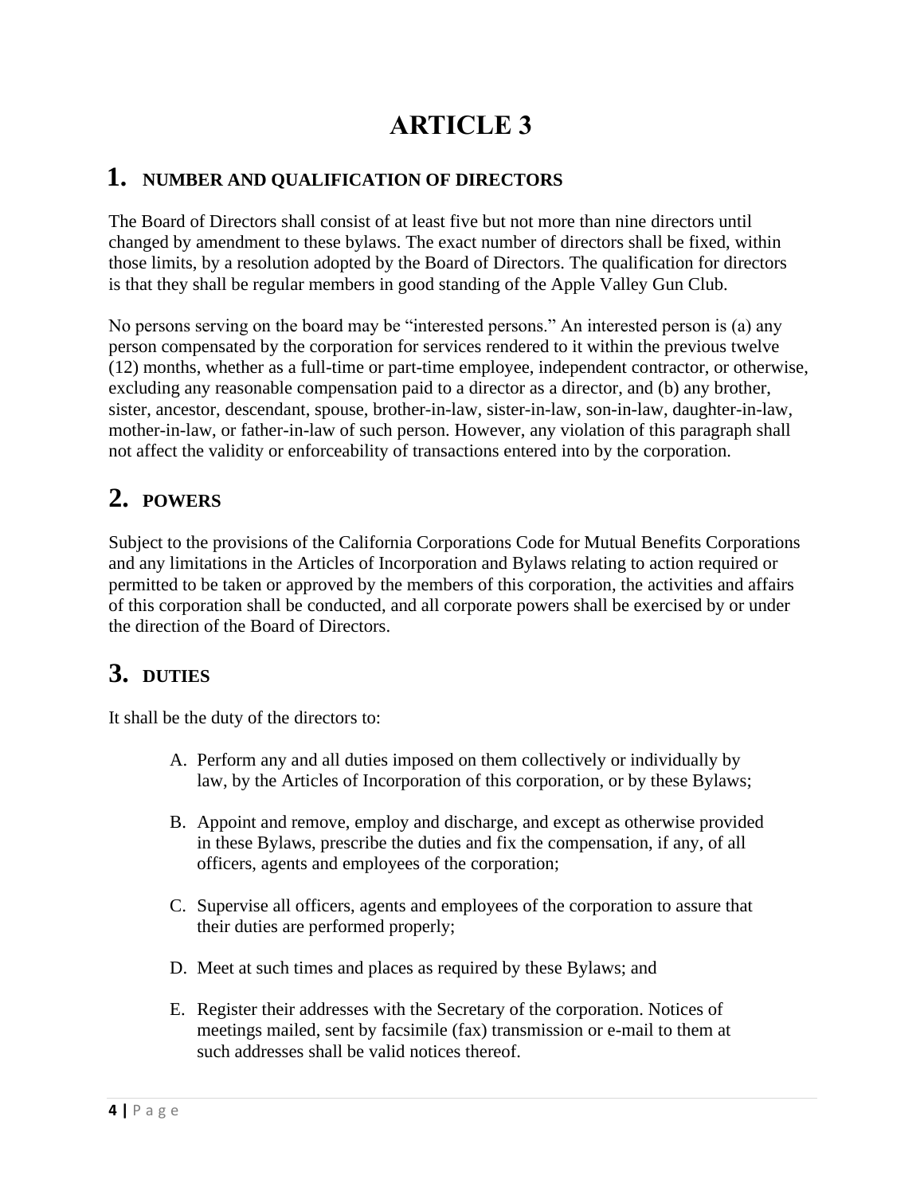# ARTICLE 3

## 1. NUMBER AND QUALIFICATION OF DIRECTORS

The Board of Directors shall consist of at least five but not more than nine directors until changed by amendment to these bylaws. The exact number of directors shall be fixed, within those limits, by a resolution adopted by the Board of Directors. The qualification for directors is that they shall be regular members in good standing of the Apple Valley Gun Club.

No persons serving on the board may be "interested persons." An interested person is (a) any person compensated by the corporation for services rendered to it within the previous twelve (12) months, whether as a full-time or part-time employee, independent contractor, or otherwise, excluding any reasonable compensation paid to a director as a director, and (b) any brother, sister, ancestor, descendant, spouse, brother-in-law, sister-in-law, son-in-law, daughter-in-law, mother-in-law, or father-in-law of such person. However, any violation of this paragraph shall not affect the validity or enforceability of transactions entered into by the corporation.

## 2. POWERS

Subject to the provisions of the California Corporations Code for Mutual Benefits Corporations and any limitations in the Articles of Incorporation and Bylaws relating to action required or permitted to be taken or approved by the members of this corporation, the activities and affairs of this corporation shall be conducted, and all corporate powers shall be exercised by or under the direction of the Board of Directors.

## 3. DUTIES

It shall be the duty of the directors to:

A. Perform any and all duties imposed on them collectively or individually by law, by the Articles of Incorporation of this corporation, or by these Bylaws;

B. Appoint and remove, employ and discharge, and except as otherwise provided in these Bylaws, prescribe the duties and fix the compensation, if any, of all officers, agents and employees of the corporation;

C. Supervise all officers, agents and employees of the corporation to assure that their duties are performed properly;

D. Meet at such times and places as required by these Bylaws; and

E. Register their addresses with the Secretary of the corporation. Notices of meetings mailed, sent by facsimile (fax) transmission or e-mail to them at such addresses shall be valid notices thereof.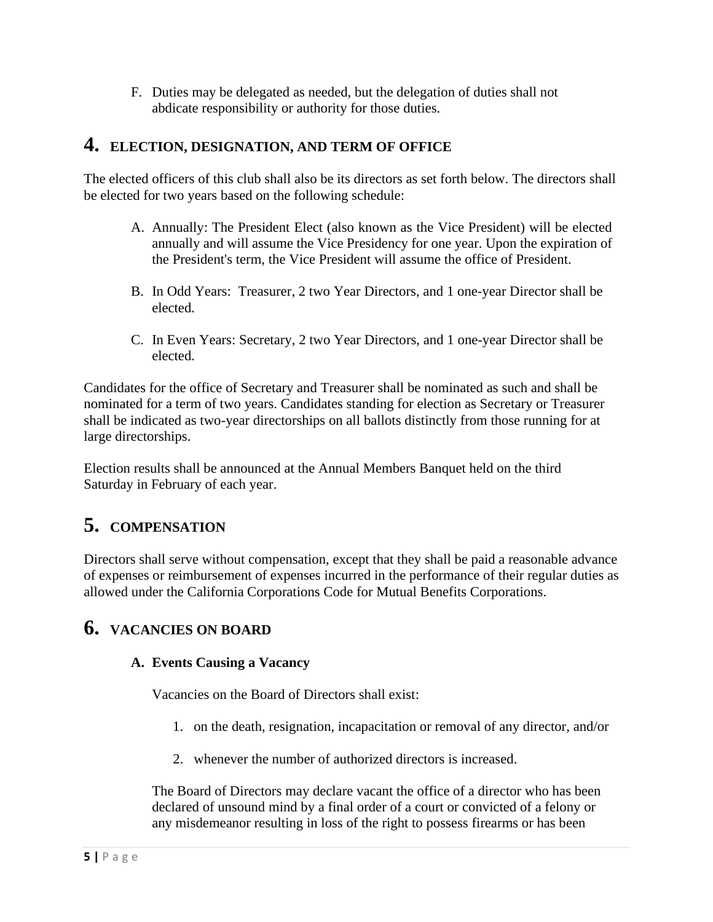F. Duties may be delegated as needed, but the delegation of duties shall not abdicate responsibility or authority for those duties.

## 4. ELECTION, DESIGNATION, AND TERM OF OFFICE

The elected officers of this club shall also be its directors as set forth below. The directors shall be elected for two years based on the following schedule:

A. Annually: The President Elect (also known as the Vice President) will be elected annually and will assume the Vice Presidency for one year. Upon the expiration of the President's term, the Vice President will assume the office of President.

B. In Odd Years: Treasurer, 2 two Year Directors, and 1 one-year Director shall be elected.

C. In Even Years: Secretary, 2 two Year Directors, and 1 one-year Director shall be elected.

Candidates for the office of Secretary and Treasurer shall be nominated as such and shall be nominated for a term of two years. Candidates standing for election as Secretary or Treasurer shall be indicated as two-year directorships on all ballots distinctly from those running for at large directorships.

Election results shall be announced at the Annual Members Banquet held on the third Saturday in February of each year.

## 5. COMPENSATION

Directors shall serve without compensation, except that they shall be paid a reasonable advance of expenses or reimbursement of expenses incurred in the performance of their regular duties as allowed under the California Corporations Code for Mutual Benefits Corporations.

## 6. VACANCIES ON BOARD

### A. Events Causing a Vacancy

Vacancies on the Board of Directors shall exist:

1. on the death, resignation, incapacitation or removal of any director, and/or

2. whenever the number of authorized directors is increased.

The Board of Directors may declare vacant the office of a director who has been declared of unsound mind by a final order of a court or convicted of a felony or any misdemeanor resulting in loss of the right to possess firearms or has been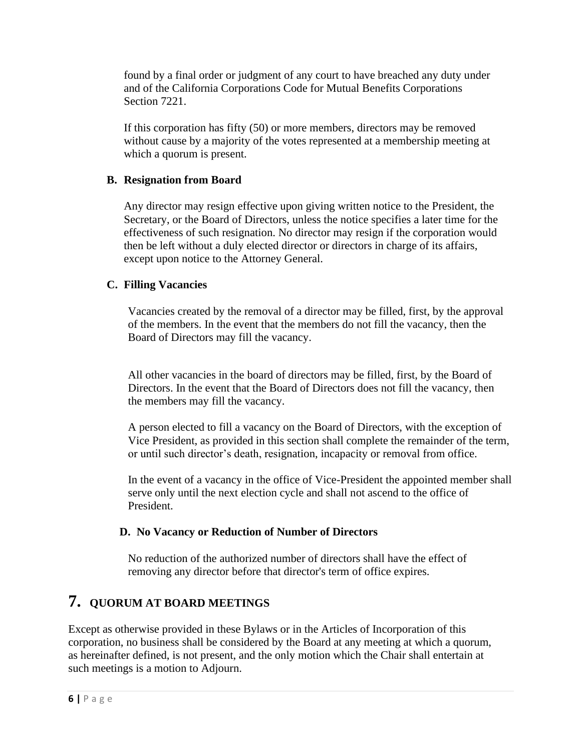found by a final order or judgment of any court to have breached any duty under and of the California Corporations Code for Mutual Benefits Corporations Section 7221.

If this corporation has fifty (50) or more members, directors may be removed without cause by a majority of the votes represented at a membership meeting at which a quorum is present.

### B. Resignation from Board

Any director may resign effective upon giving written notice to the President, the Secretary, or the Board of Directors, unless the notice specifies a later time for the effectiveness of such resignation. No director may resign if the corporation would then be left without a duly elected director or directors in charge of its affairs, except upon notice to the Attorney General.

### C. Filling Vacancies

Vacancies created by the removal of a director may be filled, first, by the approval of the members. In the event that the members do not fill the vacancy, then the Board of Directors may fill the vacancy.

All other vacancies in the board of directors may be filled, first, by the Board of Directors. In the event that the Board of Directors does not fill the vacancy, then the members may fill the vacancy.

A person elected to fill a vacancy on the Board of Directors, with the exception of Vice President, as provided in this section shall complete the remainder of the term, or until such director's death, resignation, incapacity or removal from office.

In the event of a vacancy in the office of Vice-President the appointed member shall serve only until the next election cycle and shall not ascend to the office of President.

### D. No Vacancy or Reduction of Number of Directors

No reduction of the authorized number of directors shall have the effect of removing any director before that director's term of office expires.

## 7. QUORUM AT BOARD MEETINGS

Except as otherwise provided in these Bylaws or in the Articles of Incorporation of this corporation, no business shall be considered by the Board at any meeting at which a quorum, as hereinafter defined, is not present, and the only motion which the Chair shall entertain at such meetings is a motion to Adjourn.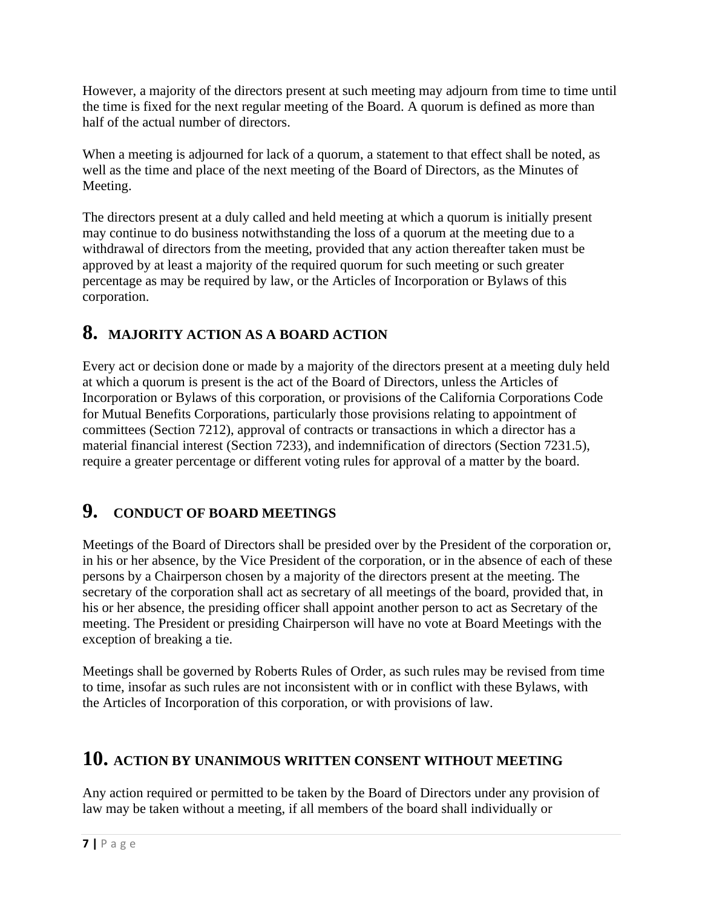However, a majority of the directors present at such meeting may adjourn from time to time until the time is fixed for the next regular meeting of the Board. A quorum is defined as more than half of the actual number of directors.

When a meeting is adjourned for lack of a quorum, a statement to that effect shall be noted, as well as the time and place of the next meeting of the Board of Directors, as the Minutes of Meeting.

The directors present at a duly called and held meeting at which a quorum is initially present may continue to do business notwithstanding the loss of a quorum at the meeting due to a withdrawal of directors from the meeting, provided that any action thereafter taken must be approved by at least a majority of the required quorum for such meeting or such greater percentage as may be required by law, or the Articles of Incorporation or Bylaws of this corporation.

## 8. MAJORITY ACTION AS A BOARD ACTION

Every act or decision done or made by a majority of the directors present at a meeting duly held at which a quorum is present is the act of the Board of Directors, unless the Articles of Incorporation or Bylaws of this corporation, or provisions of the California Corporations Code for Mutual Benefits Corporations, particularly those provisions relating to appointment of committees (Section 7212), approval of contracts or transactions in which a director has a material financial interest (Section 7233), and indemnification of directors (Section 7231.5), require a greater percentage or different voting rules for approval of a matter by the board.

## 9. CONDUCT OF BOARD MEETINGS

Meetings of the Board of Directors shall be presided over by the President of the corporation or, in his or her absence, by the Vice President of the corporation, or in the absence of each of these persons by a Chairperson chosen by a majority of the directors present at the meeting. The secretary of the corporation shall act as secretary of all meetings of the board, provided that, in his or her absence, the presiding officer shall appoint another person to act as Secretary of the meeting. The President or presiding Chairperson will have no vote at Board Meetings with the exception of breaking a tie.

Meetings shall be governed by Roberts Rules of Order, as such rules may be revised from time to time, insofar as such rules are not inconsistent with or in conflict with these Bylaws, with the Articles of Incorporation of this corporation, or with provisions of law.

## 10. ACTION BY UNANIMOUS WRITTEN CONSENT WITHOUT MEETING

Any action required or permitted to be taken by the Board of Directors under any provision of law may be taken without a meeting, if all members of the board shall individually or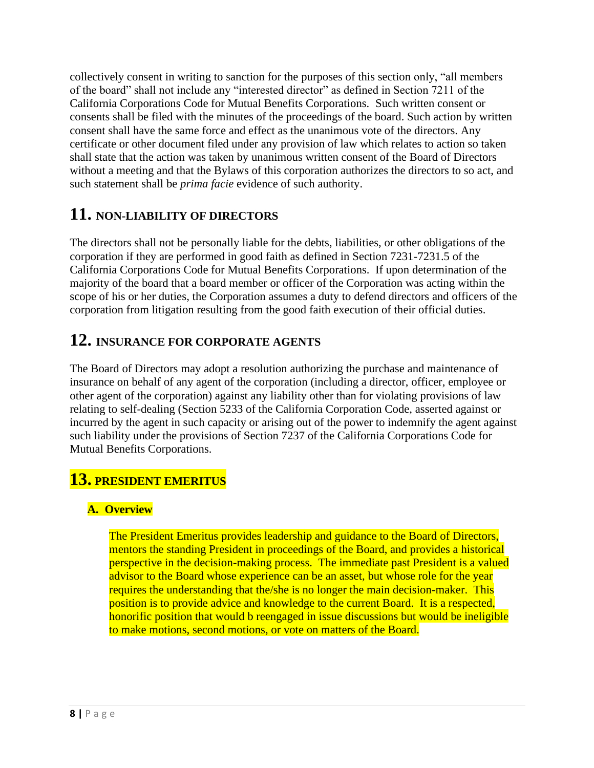collectively consent in writing to sanction for the purposes of this section only, "all members of the board" shall not include any "interested director" as defined in Section 7211 of the California Corporations Code for Mutual Benefits Corporations. Such written consent or consents shall be filed with the minutes of the proceedings of the board. Such action by written consent shall have the same force and effect as the unanimous vote of the directors. Any certificate or other document filed under any provision of law which relates to action so taken shall state that the action was taken by unanimous written consent of the Board of Directors without a meeting and that the Bylaws of this corporation authorizes the directors to so act, and such statement shall be *prima facie* evidence of such authority.

## 11. NON-LIABILITY OF DIRECTORS

The directors shall not be personally liable for the debts, liabilities, or other obligations of the corporation if they are performed in good faith as defined in Section 7231-7231.5 of the California Corporations Code for Mutual Benefits Corporations. If upon determination of the majority of the board that a board member or officer of the Corporation was acting within the scope of his or her duties, the Corporation assumes a duty to defend directors and officers of the corporation from litigation resulting from the good faith execution of their official duties.

## 12. INSURANCE FOR CORPORATE AGENTS

The Board of Directors may adopt a resolution authorizing the purchase and maintenance of insurance on behalf of any agent of the corporation (including a director, officer, employee or other agent of the corporation) against any liability other than for violating provisions of law relating to self-dealing (Section 5233 of the California Corporation Code, asserted against or incurred by the agent in such capacity or arising out of the power to indemnify the agent against such liability under the provisions of Section 7237 of the California Corporations Code for Mutual Benefits Corporations.

## 13. PRESIDENT EMERITUS

### A. Overview

The President Emeritus provides leadership and guidance to the Board of Directors, mentors the standing President in proceedings of the Board, and provides a historical perspective in the decision-making process. The immediate past President is a valued advisor to the Board whose experience can be an asset, but whose role for the year requires the understanding that the/she is no longer the main decision-maker. This position is to provide advice and knowledge to the current Board. It is a respected, honorific position that would b reengaged in issue discussions but would be ineligible to make motions, second motions, or vote on matters of the Board.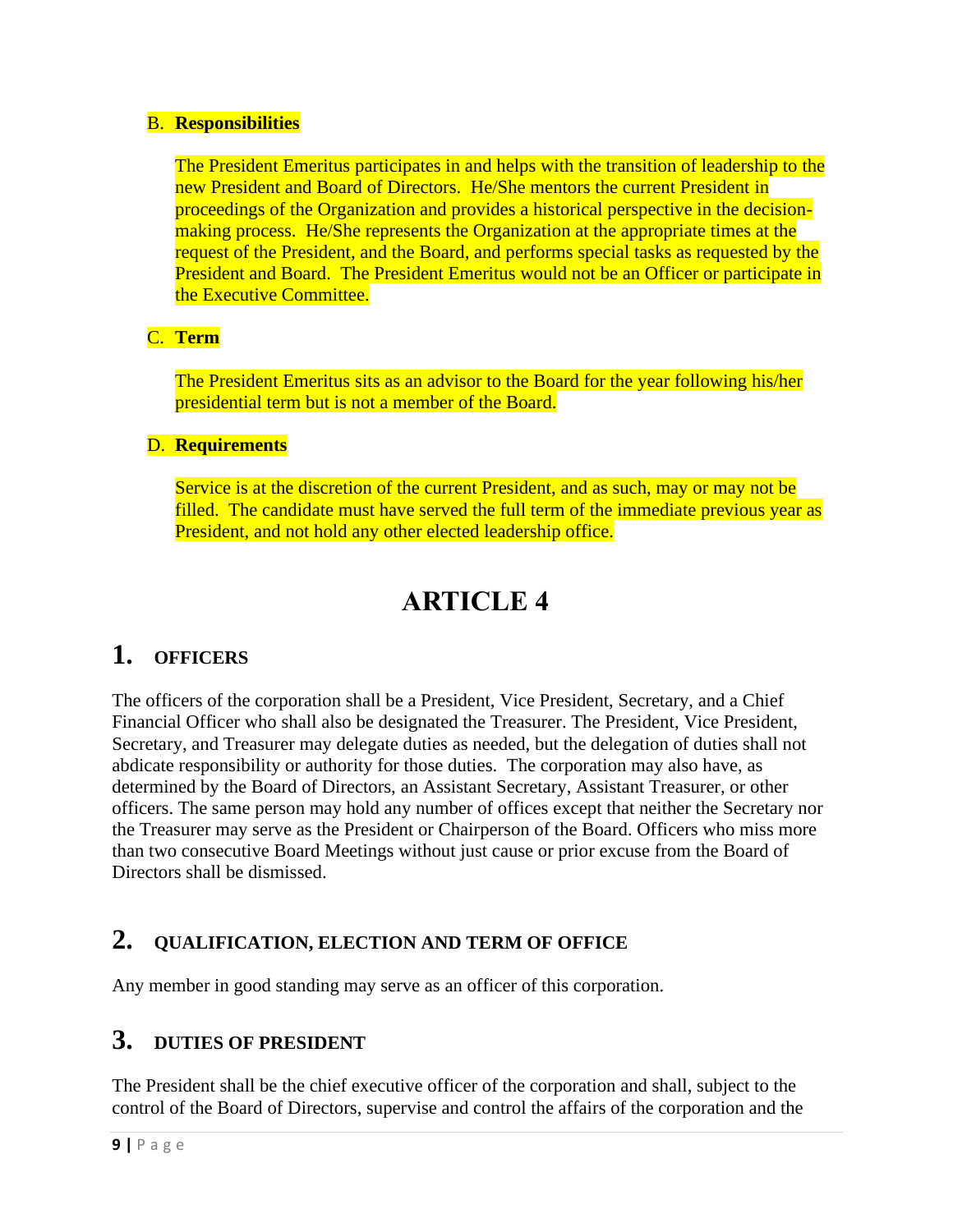B. **Responsibilities**

The President Emeritus participates in and helps with the transition of leadership to the new President and Board of Directors. He/She mentors the current President in proceedings of the Organization and provides a historical perspective in the decision-making process. He/She represents the Organization at the appropriate times at the request of the President, and the Board, and performs special tasks as requested by the President and Board. The President Emeritus would not be an Officer or participate in the Executive Committee.

C. **Term**

The President Emeritus sits as an advisor to the Board for the year following his/her presidential term but is not a member of the Board.

D. **Requirements**

Service is at the discretion of the current President, and as such, may or may not be filled. The candidate must have served the full term of the immediate previous year as President, and not hold any other elected leadership office.

# ARTICLE 4

## 1. OFFICERS

The officers of the corporation shall be a President, Vice President, Secretary, and a Chief Financial Officer who shall also be designated the Treasurer. The President, Vice President, Secretary, and Treasurer may delegate duties as needed, but the delegation of duties shall not abdicate responsibility or authority for those duties. The corporation may also have, as determined by the Board of Directors, an Assistant Secretary, Assistant Treasurer, or other officers. The same person may hold any number of offices except that neither the Secretary nor the Treasurer may serve as the President or Chairperson of the Board. Officers who miss more than two consecutive Board Meetings without just cause or prior excuse from the Board of Directors shall be dismissed.

## 2. QUALIFICATION, ELECTION AND TERM OF OFFICE

Any member in good standing may serve as an officer of this corporation.

## 3. DUTIES OF PRESIDENT

The President shall be the chief executive officer of the corporation and shall, subject to the control of the Board of Directors, supervise and control the affairs of the corporation and the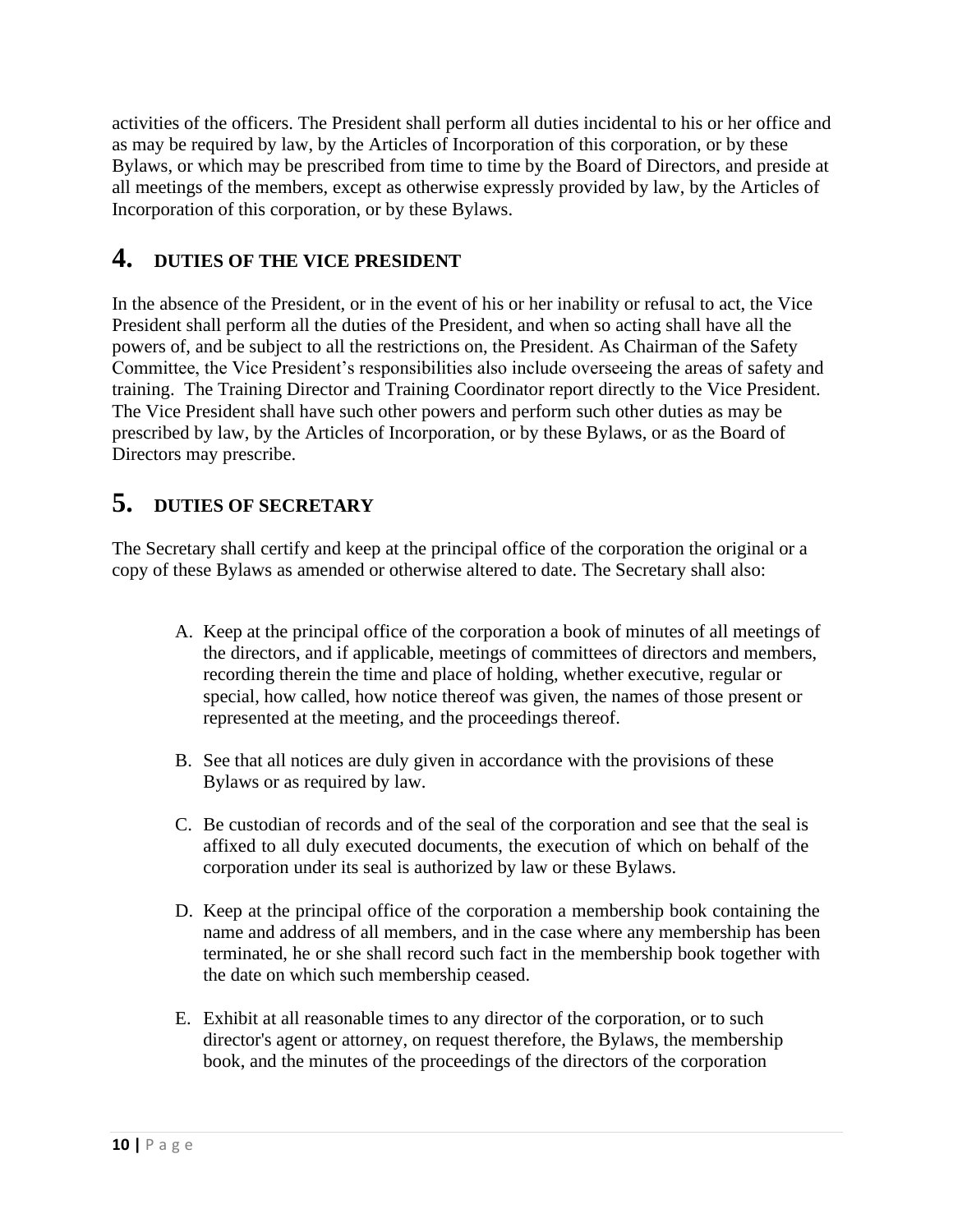activities of the officers. The President shall perform all duties incidental to his or her office and as may be required by law, by the Articles of Incorporation of this corporation, or by these Bylaws, or which may be prescribed from time to time by the Board of Directors, and preside at all meetings of the members, except as otherwise expressly provided by law, by the Articles of Incorporation of this corporation, or by these Bylaws.

## 4. DUTIES OF THE VICE PRESIDENT

In the absence of the President, or in the event of his or her inability or refusal to act, the Vice President shall perform all the duties of the President, and when so acting shall have all the powers of, and be subject to all the restrictions on, the President. As Chairman of the Safety Committee, the Vice President's responsibilities also include overseeing the areas of safety and training. The Training Director and Training Coordinator report directly to the Vice President. The Vice President shall have such other powers and perform such other duties as may be prescribed by law, by the Articles of Incorporation, or by these Bylaws, or as the Board of Directors may prescribe.

## 5. DUTIES OF SECRETARY

The Secretary shall certify and keep at the principal office of the corporation the original or a copy of these Bylaws as amended or otherwise altered to date. The Secretary shall also:

A. Keep at the principal office of the corporation a book of minutes of all meetings of the directors, and if applicable, meetings of committees of directors and members, recording therein the time and place of holding, whether executive, regular or special, how called, how notice thereof was given, the names of those present or represented at the meeting, and the proceedings thereof.

B. See that all notices are duly given in accordance with the provisions of these Bylaws or as required by law.

C. Be custodian of records and of the seal of the corporation and see that the seal is affixed to all duly executed documents, the execution of which on behalf of the corporation under its seal is authorized by law or these Bylaws.

D. Keep at the principal office of the corporation a membership book containing the name and address of all members, and in the case where any membership has been terminated, he or she shall record such fact in the membership book together with the date on which such membership ceased.

E. Exhibit at all reasonable times to any director of the corporation, or to such director's agent or attorney, on request therefore, the Bylaws, the membership book, and the minutes of the proceedings of the directors of the corporation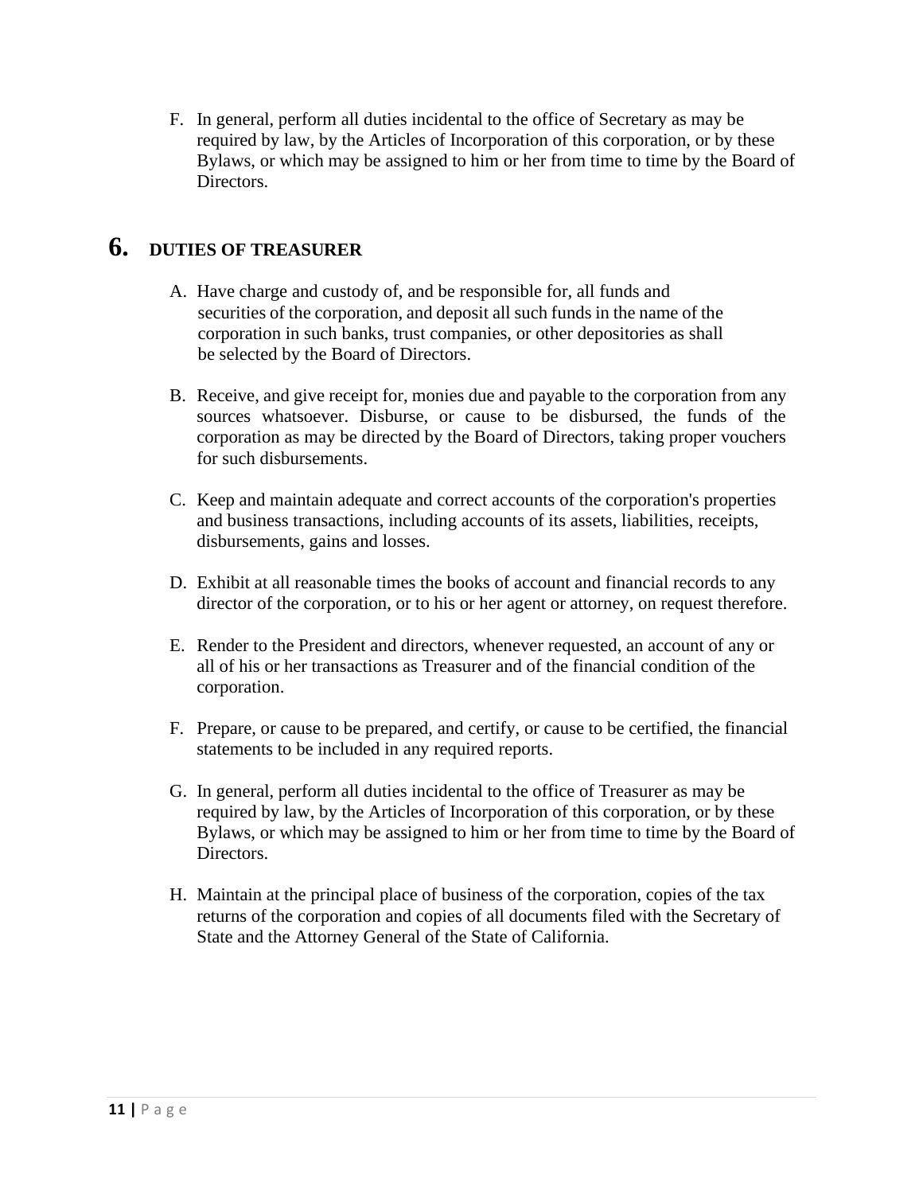F. In general, perform all duties incidental to the office of Secretary as may be required by law, by the Articles of Incorporation of this corporation, or by these Bylaws, or which may be assigned to him or her from time to time by the Board of Directors.

## 6. DUTIES OF TREASURER

A. Have charge and custody of, and be responsible for, all funds and securities of the corporation, and deposit all such funds in the name of the corporation in such banks, trust companies, or other depositories as shall be selected by the Board of Directors.

B. Receive, and give receipt for, monies due and payable to the corporation from any sources whatsoever. Disburse, or cause to be disbursed, the funds of the corporation as may be directed by the Board of Directors, taking proper vouchers for such disbursements.

C. Keep and maintain adequate and correct accounts of the corporation's properties and business transactions, including accounts of its assets, liabilities, receipts, disbursements, gains and losses.

D. Exhibit at all reasonable times the books of account and financial records to any director of the corporation, or to his or her agent or attorney, on request therefore.

E. Render to the President and directors, whenever requested, an account of any or all of his or her transactions as Treasurer and of the financial condition of the corporation.

F. Prepare, or cause to be prepared, and certify, or cause to be certified, the financial statements to be included in any required reports.

G. In general, perform all duties incidental to the office of Treasurer as may be required by law, by the Articles of Incorporation of this corporation, or by these Bylaws, or which may be assigned to him or her from time to time by the Board of Directors.

H. Maintain at the principal place of business of the corporation, copies of the tax returns of the corporation and copies of all documents filed with the Secretary of State and the Attorney General of the State of California.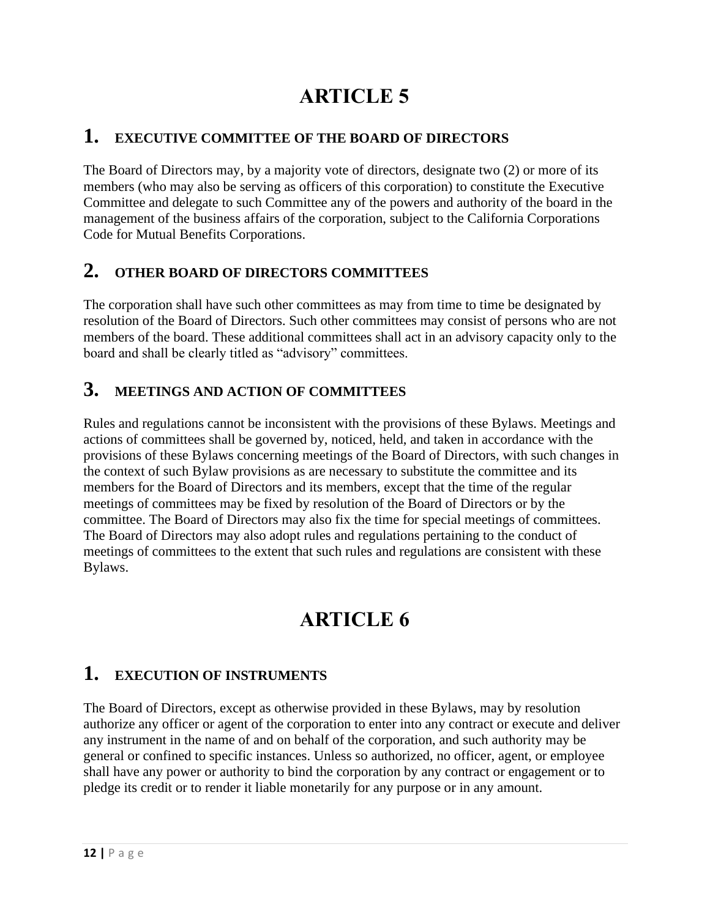# ARTICLE 5

## 1. EXECUTIVE COMMITTEE OF THE BOARD OF DIRECTORS

The Board of Directors may, by a majority vote of directors, designate two (2) or more of its members (who may also be serving as officers of this corporation) to constitute the Executive Committee and delegate to such Committee any of the powers and authority of the board in the management of the business affairs of the corporation, subject to the California Corporations Code for Mutual Benefits Corporations.

## 2. OTHER BOARD OF DIRECTORS COMMITTEES

The corporation shall have such other committees as may from time to time be designated by resolution of the Board of Directors. Such other committees may consist of persons who are not members of the board. These additional committees shall act in an advisory capacity only to the board and shall be clearly titled as "advisory" committees.

## 3. MEETINGS AND ACTION OF COMMITTEES

Rules and regulations cannot be inconsistent with the provisions of these Bylaws. Meetings and actions of committees shall be governed by, noticed, held, and taken in accordance with the provisions of these Bylaws concerning meetings of the Board of Directors, with such changes in the context of such Bylaw provisions as are necessary to substitute the committee and its members for the Board of Directors and its members, except that the time of the regular meetings of committees may be fixed by resolution of the Board of Directors or by the committee. The Board of Directors may also fix the time for special meetings of committees. The Board of Directors may also adopt rules and regulations pertaining to the conduct of meetings of committees to the extent that such rules and regulations are consistent with these Bylaws.

# ARTICLE 6

## 1. EXECUTION OF INSTRUMENTS

The Board of Directors, except as otherwise provided in these Bylaws, may by resolution authorize any officer or agent of the corporation to enter into any contract or execute and deliver any instrument in the name of and on behalf of the corporation, and such authority may be general or confined to specific instances. Unless so authorized, no officer, agent, or employee shall have any power or authority to bind the corporation by any contract or engagement or to pledge its credit or to render it liable monetarily for any purpose or in any amount.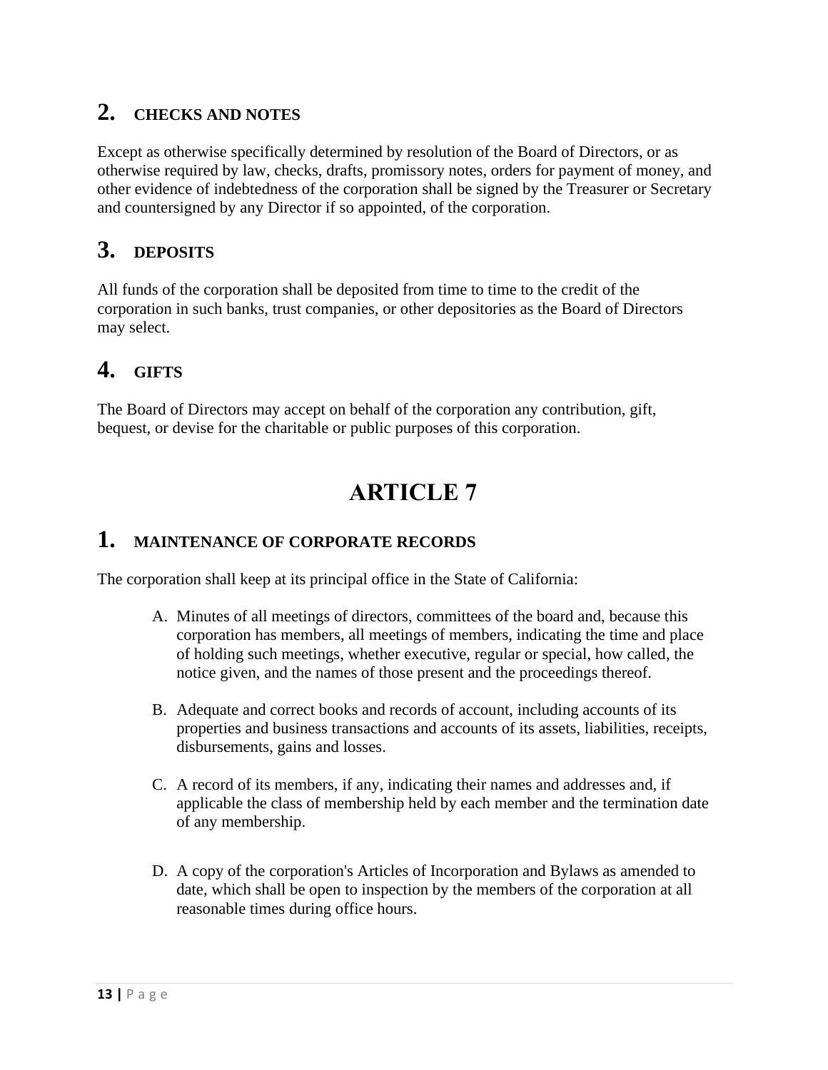## 2. CHECKS AND NOTES

Except as otherwise specifically determined by resolution of the Board of Directors, or as otherwise required by law, checks, drafts, promissory notes, orders for payment of money, and other evidence of indebtedness of the corporation shall be signed by the Treasurer or Secretary and countersigned by any Director if so appointed, of the corporation.

## 3. DEPOSITS

All funds of the corporation shall be deposited from time to time to the credit of the corporation in such banks, trust companies, or other depositories as the Board of Directors may select.

## 4. GIFTS

The Board of Directors may accept on behalf of the corporation any contribution, gift, bequest, or devise for the charitable or public purposes of this corporation.

# ARTICLE 7

## 1. MAINTENANCE OF CORPORATE RECORDS

The corporation shall keep at its principal office in the State of California:

A. Minutes of all meetings of directors, committees of the board and, because this corporation has members, all meetings of members, indicating the time and place of holding such meetings, whether executive, regular or special, how called, the notice given, and the names of those present and the proceedings thereof.

B. Adequate and correct books and records of account, including accounts of its properties and business transactions and accounts of its assets, liabilities, receipts, disbursements, gains and losses.

C. A record of its members, if any, indicating their names and addresses and, if applicable the class of membership held by each member and the termination date of any membership.

D. A copy of the corporation's Articles of Incorporation and Bylaws as amended to date, which shall be open to inspection by the members of the corporation at all reasonable times during office hours.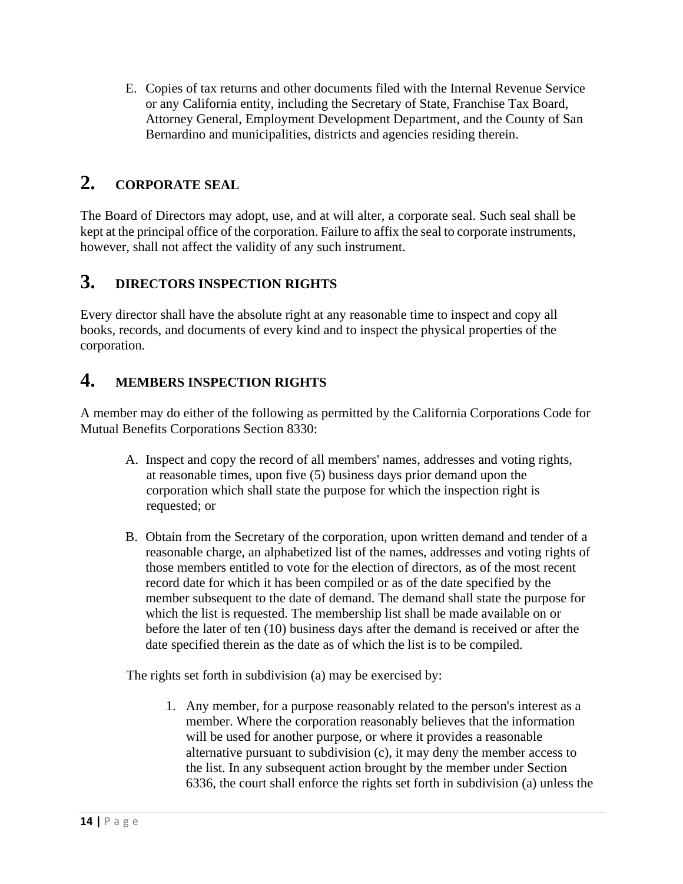E. Copies of tax returns and other documents filed with the Internal Revenue Service or any California entity, including the Secretary of State, Franchise Tax Board, Attorney General, Employment Development Department, and the County of San Bernardino and municipalities, districts and agencies residing therein.

## 2. CORPORATE SEAL

The Board of Directors may adopt, use, and at will alter, a corporate seal. Such seal shall be kept at the principal office of the corporation. Failure to affix the seal to corporate instruments, however, shall not affect the validity of any such instrument.

## 3. DIRECTORS INSPECTION RIGHTS

Every director shall have the absolute right at any reasonable time to inspect and copy all books, records, and documents of every kind and to inspect the physical properties of the corporation.

## 4. MEMBERS INSPECTION RIGHTS

A member may do either of the following as permitted by the California Corporations Code for Mutual Benefits Corporations Section 8330:

A. Inspect and copy the record of all members' names, addresses and voting rights, at reasonable times, upon five (5) business days prior demand upon the corporation which shall state the purpose for which the inspection right is requested; or

B. Obtain from the Secretary of the corporation, upon written demand and tender of a reasonable charge, an alphabetized list of the names, addresses and voting rights of those members entitled to vote for the election of directors, as of the most recent record date for which it has been compiled or as of the date specified by the member subsequent to the date of demand. The demand shall state the purpose for which the list is requested. The membership list shall be made available on or before the later of ten (10) business days after the demand is received or after the date specified therein as the date as of which the list is to be compiled.

The rights set forth in subdivision (a) may be exercised by:

1. Any member, for a purpose reasonably related to the person's interest as a member. Where the corporation reasonably believes that the information will be used for another purpose, or where it provides a reasonable alternative pursuant to subdivision (c), it may deny the member access to the list. In any subsequent action brought by the member under Section 6336, the court shall enforce the rights set forth in subdivision (a) unless the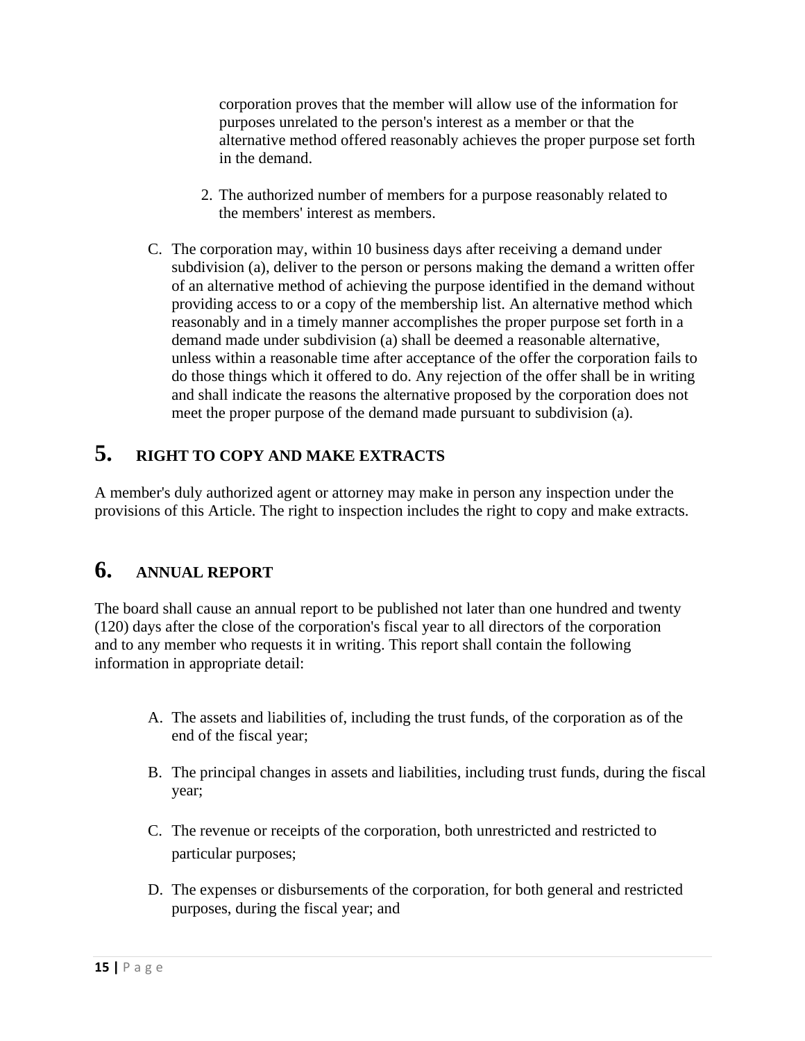corporation proves that the member will allow use of the information for purposes unrelated to the person's interest as a member or that the alternative method offered reasonably achieves the proper purpose set forth in the demand.

2. The authorized number of members for a purpose reasonably related to the members' interest as members.

C. The corporation may, within 10 business days after receiving a demand under subdivision (a), deliver to the person or persons making the demand a written offer of an alternative method of achieving the purpose identified in the demand without providing access to or a copy of the membership list. An alternative method which reasonably and in a timely manner accomplishes the proper purpose set forth in a demand made under subdivision (a) shall be deemed a reasonable alternative, unless within a reasonable time after acceptance of the offer the corporation fails to do those things which it offered to do. Any rejection of the offer shall be in writing and shall indicate the reasons the alternative proposed by the corporation does not meet the proper purpose of the demand made pursuant to subdivision (a).

## 5. RIGHT TO COPY AND MAKE EXTRACTS

A member's duly authorized agent or attorney may make in person any inspection under the provisions of this Article. The right to inspection includes the right to copy and make extracts.

## 6. ANNUAL REPORT

The board shall cause an annual report to be published not later than one hundred and twenty (120) days after the close of the corporation's fiscal year to all directors of the corporation and to any member who requests it in writing. This report shall contain the following information in appropriate detail:

A. The assets and liabilities of, including the trust funds, of the corporation as of the end of the fiscal year;

B. The principal changes in assets and liabilities, including trust funds, during the fiscal year;

C. The revenue or receipts of the corporation, both unrestricted and restricted to particular purposes;

D. The expenses or disbursements of the corporation, for both general and restricted purposes, during the fiscal year; and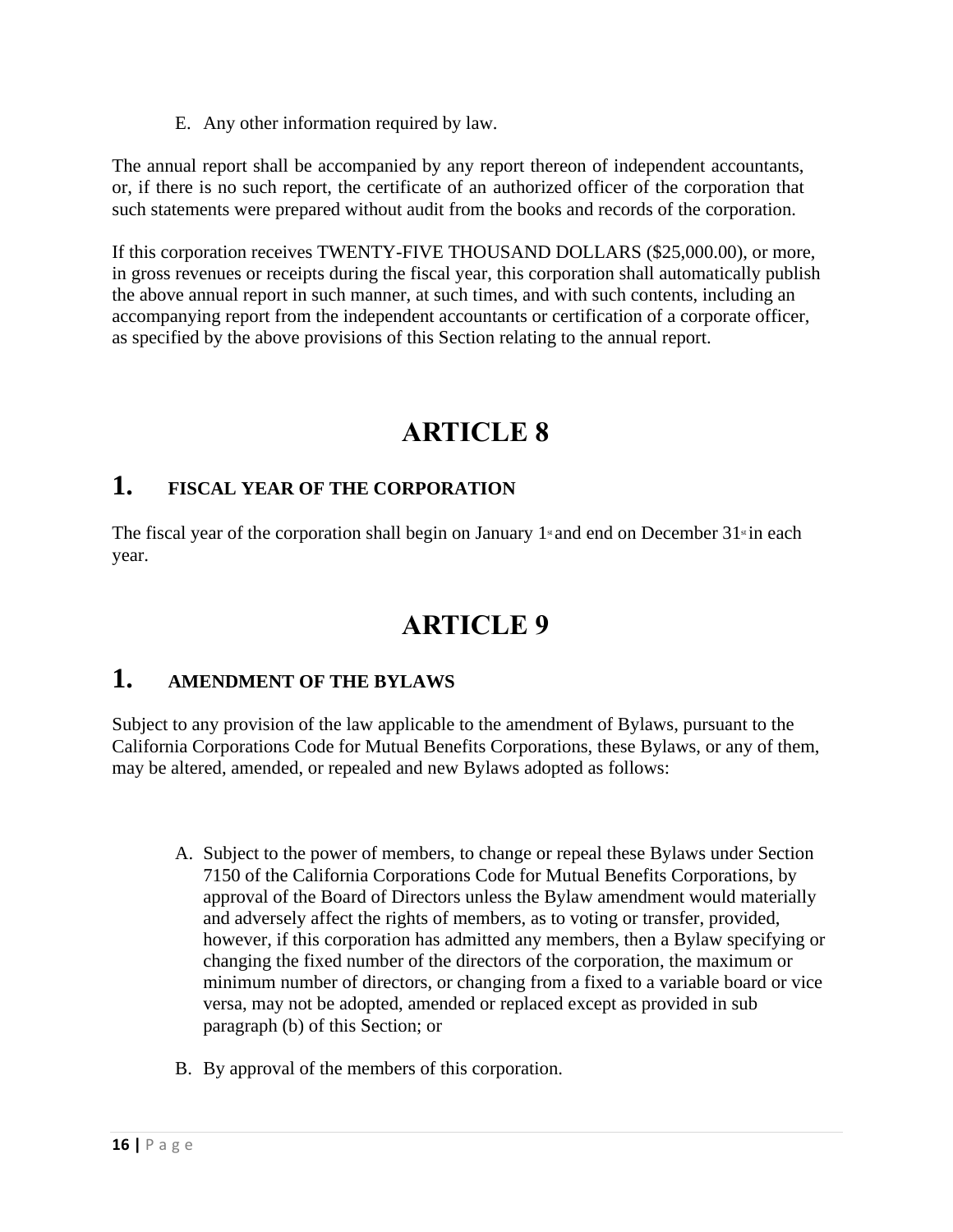E. Any other information required by law.

The annual report shall be accompanied by any report thereon of independent accountants, or, if there is no such report, the certificate of an authorized officer of the corporation that such statements were prepared without audit from the books and records of the corporation.

If this corporation receives TWENTY-FIVE THOUSAND DOLLARS ($25,000.00), or more, in gross revenues or receipts during the fiscal year, this corporation shall automatically publish the above annual report in such manner, at such times, and with such contents, including an accompanying report from the independent accountants or certification of a corporate officer, as specified by the above provisions of this Section relating to the annual report.

# ARTICLE 8

## 1. FISCAL YEAR OF THE CORPORATION

The fiscal year of the corporation shall begin on January 1st and end on December 31st in each year.

# ARTICLE 9

## 1. AMENDMENT OF THE BYLAWS

Subject to any provision of the law applicable to the amendment of Bylaws, pursuant to the California Corporations Code for Mutual Benefits Corporations, these Bylaws, or any of them, may be altered, amended, or repealed and new Bylaws adopted as follows:

A. Subject to the power of members, to change or repeal these Bylaws under Section 7150 of the California Corporations Code for Mutual Benefits Corporations, by approval of the Board of Directors unless the Bylaw amendment would materially and adversely affect the rights of members, as to voting or transfer, provided, however, if this corporation has admitted any members, then a Bylaw specifying or changing the fixed number of the directors of the corporation, the maximum or minimum number of directors, or changing from a fixed to a variable board or vice versa, may not be adopted, amended or replaced except as provided in sub paragraph (b) of this Section; or

B. By approval of the members of this corporation.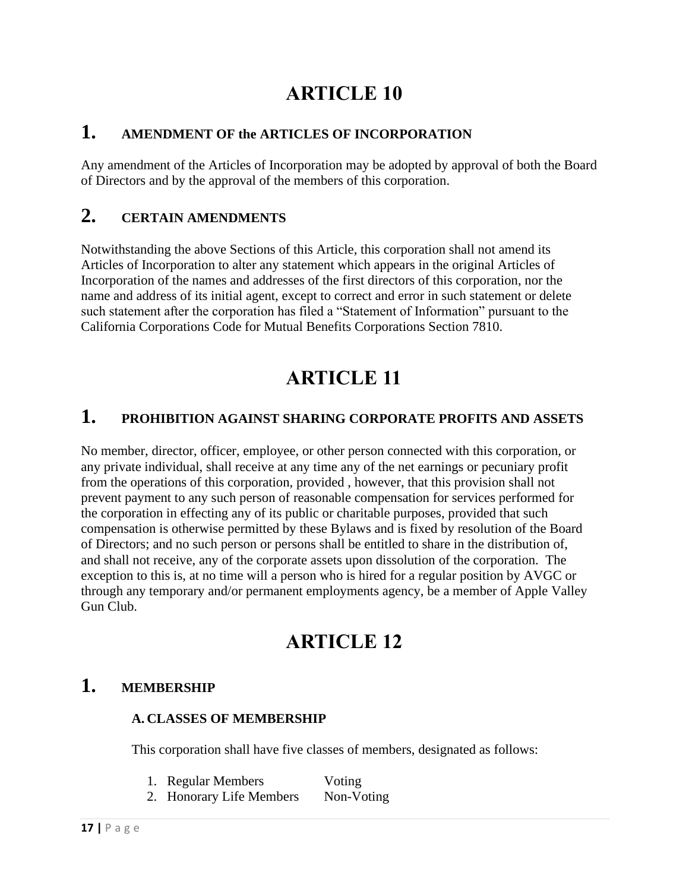# ARTICLE 10

## 1. AMENDMENT OF the ARTICLES OF INCORPORATION

Any amendment of the Articles of Incorporation may be adopted by approval of both the Board of Directors and by the approval of the members of this corporation.

## 2. CERTAIN AMENDMENTS

Notwithstanding the above Sections of this Article, this corporation shall not amend its Articles of Incorporation to alter any statement which appears in the original Articles of Incorporation of the names and addresses of the first directors of this corporation, nor the name and address of its initial agent, except to correct and error in such statement or delete such statement after the corporation has filed a "Statement of Information" pursuant to the California Corporations Code for Mutual Benefits Corporations Section 7810.

# ARTICLE 11

## 1. PROHIBITION AGAINST SHARING CORPORATE PROFITS AND ASSETS

No member, director, officer, employee, or other person connected with this corporation, or any private individual, shall receive at any time any of the net earnings or pecuniary profit from the operations of this corporation, provided , however, that this provision shall not prevent payment to any such person of reasonable compensation for services performed for the corporation in effecting any of its public or charitable purposes, provided that such compensation is otherwise permitted by these Bylaws and is fixed by resolution of the Board of Directors; and no such person or persons shall be entitled to share in the distribution of, and shall not receive, any of the corporate assets upon dissolution of the corporation. The exception to this is, at no time will a person who is hired for a regular position by AVGC or through any temporary and/or permanent employments agency, be a member of Apple Valley Gun Club.

# ARTICLE 12

## 1. MEMBERSHIP

### A. CLASSES OF MEMBERSHIP

This corporation shall have five classes of members, designated as follows:

1. Regular Members  Voting
2. Honorary Life Members  Non-Voting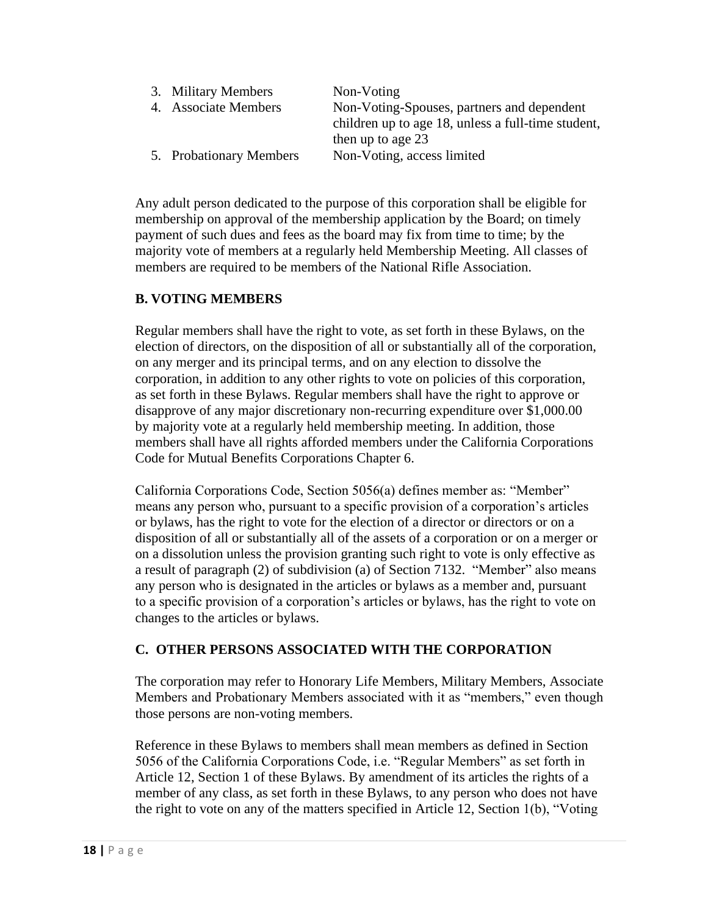3. Military Members — Non-Voting
4. Associate Members — Non-Voting-Spouses, partners and dependent children up to age 18, unless a full-time student, then up to age 23
5. Probationary Members — Non-Voting, access limited

Any adult person dedicated to the purpose of this corporation shall be eligible for membership on approval of the membership application by the Board; on timely payment of such dues and fees as the board may fix from time to time; by the majority vote of members at a regularly held Membership Meeting. All classes of members are required to be members of the National Rifle Association.

**B. VOTING MEMBERS**

Regular members shall have the right to vote, as set forth in these Bylaws, on the election of directors, on the disposition of all or substantially all of the corporation, on any merger and its principal terms, and on any election to dissolve the corporation, in addition to any other rights to vote on policies of this corporation, as set forth in these Bylaws. Regular members shall have the right to approve or disapprove of any major discretionary non-recurring expenditure over $1,000.00 by majority vote at a regularly held membership meeting. In addition, those members shall have all rights afforded members under the California Corporations Code for Mutual Benefits Corporations Chapter 6.

California Corporations Code, Section 5056(a) defines member as: "Member" means any person who, pursuant to a specific provision of a corporation's articles or bylaws, has the right to vote for the election of a director or directors or on a disposition of all or substantially all of the assets of a corporation or on a merger or on a dissolution unless the provision granting such right to vote is only effective as a result of paragraph (2) of subdivision (a) of Section 7132. "Member" also means any person who is designated in the articles or bylaws as a member and, pursuant to a specific provision of a corporation's articles or bylaws, has the right to vote on changes to the articles or bylaws.

**C. OTHER PERSONS ASSOCIATED WITH THE CORPORATION**

The corporation may refer to Honorary Life Members, Military Members, Associate Members and Probationary Members associated with it as "members," even though those persons are non-voting members.

Reference in these Bylaws to members shall mean members as defined in Section 5056 of the California Corporations Code, i.e. "Regular Members" as set forth in Article 12, Section 1 of these Bylaws. By amendment of its articles the rights of a member of any class, as set forth in these Bylaws, to any person who does not have the right to vote on any of the matters specified in Article 12, Section 1(b), "Voting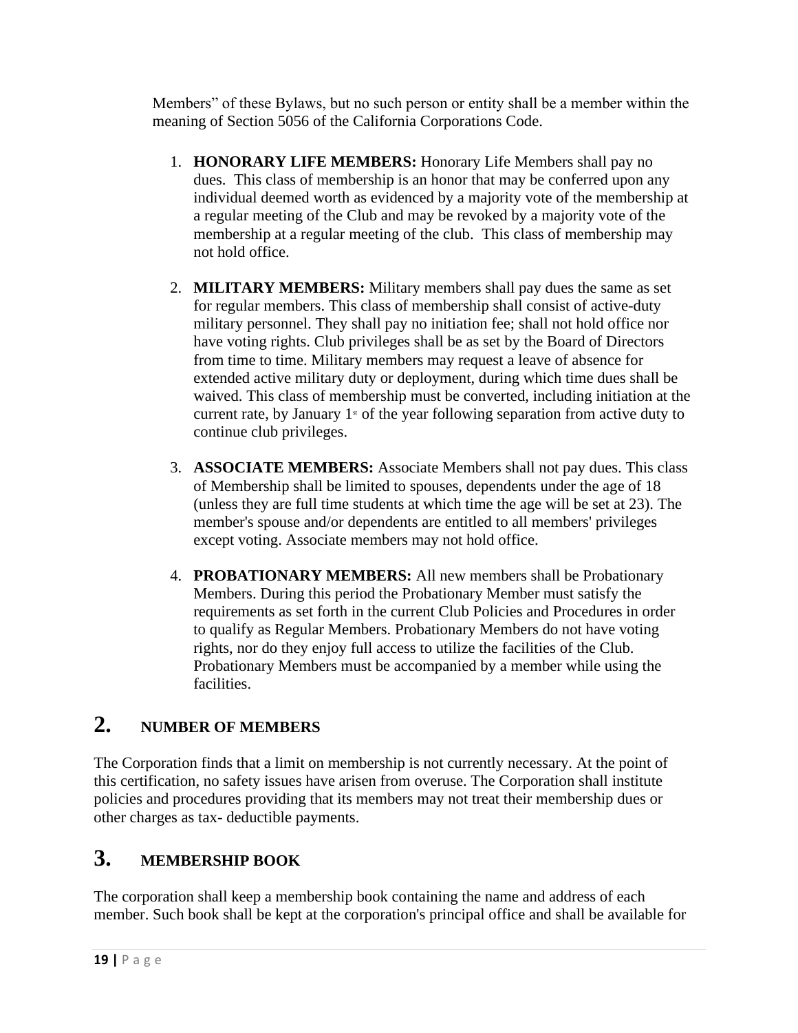Members" of these Bylaws, but no such person or entity shall be a member within the meaning of Section 5056 of the California Corporations Code.

1. **HONORARY LIFE MEMBERS:** Honorary Life Members shall pay no dues. This class of membership is an honor that may be conferred upon any individual deemed worth as evidenced by a majority vote of the membership at a regular meeting of the Club and may be revoked by a majority vote of the membership at a regular meeting of the club. This class of membership may not hold office.

2. **MILITARY MEMBERS:** Military members shall pay dues the same as set for regular members. This class of membership shall consist of active-duty military personnel. They shall pay no initiation fee; shall not hold office nor have voting rights. Club privileges shall be as set by the Board of Directors from time to time. Military members may request a leave of absence for extended active military duty or deployment, during which time dues shall be waived. This class of membership must be converted, including initiation at the current rate, by January 1st of the year following separation from active duty to continue club privileges.

3. **ASSOCIATE MEMBERS:** Associate Members shall not pay dues. This class of Membership shall be limited to spouses, dependents under the age of 18 (unless they are full time students at which time the age will be set at 23). The member's spouse and/or dependents are entitled to all members' privileges except voting. Associate members may not hold office.

4. **PROBATIONARY MEMBERS:** All new members shall be Probationary Members. During this period the Probationary Member must satisfy the requirements as set forth in the current Club Policies and Procedures in order to qualify as Regular Members. Probationary Members do not have voting rights, nor do they enjoy full access to utilize the facilities of the Club. Probationary Members must be accompanied by a member while using the facilities.

# 2. NUMBER OF MEMBERS

The Corporation finds that a limit on membership is not currently necessary. At the point of this certification, no safety issues have arisen from overuse. The Corporation shall institute policies and procedures providing that its members may not treat their membership dues or other charges as tax- deductible payments.

# 3. MEMBERSHIP BOOK

The corporation shall keep a membership book containing the name and address of each member. Such book shall be kept at the corporation's principal office and shall be available for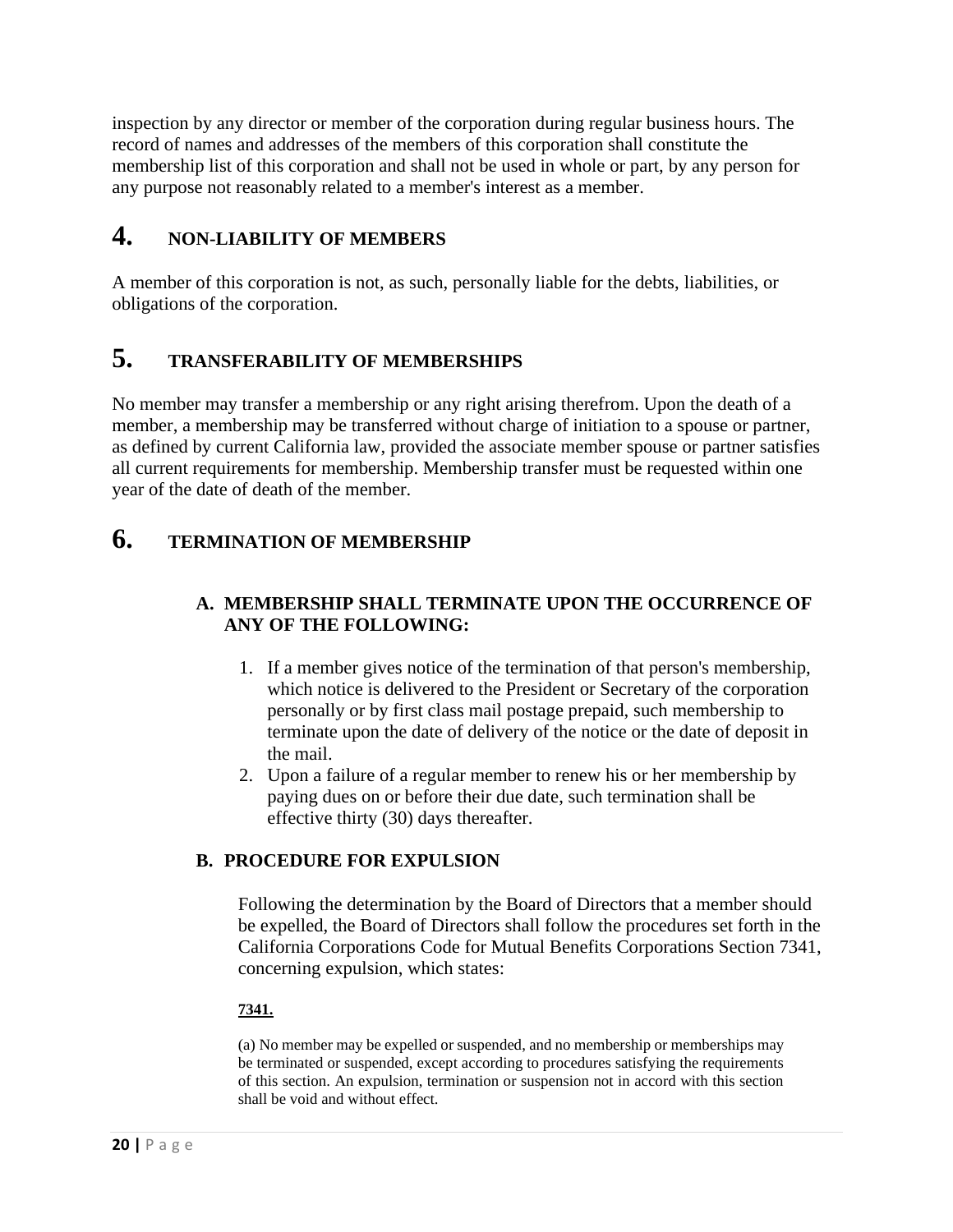inspection by any director or member of the corporation during regular business hours. The record of names and addresses of the members of this corporation shall constitute the membership list of this corporation and shall not be used in whole or part, by any person for any purpose not reasonably related to a member's interest as a member.

# 4. NON-LIABILITY OF MEMBERS

A member of this corporation is not, as such, personally liable for the debts, liabilities, or obligations of the corporation.

# 5. TRANSFERABILITY OF MEMBERSHIPS

No member may transfer a membership or any right arising therefrom. Upon the death of a member, a membership may be transferred without charge of initiation to a spouse or partner, as defined by current California law, provided the associate member spouse or partner satisfies all current requirements for membership. Membership transfer must be requested within one year of the date of death of the member.

# 6. TERMINATION OF MEMBERSHIP

### A. MEMBERSHIP SHALL TERMINATE UPON THE OCCURRENCE OF ANY OF THE FOLLOWING:

1. If a member gives notice of the termination of that person's membership, which notice is delivered to the President or Secretary of the corporation personally or by first class mail postage prepaid, such membership to terminate upon the date of delivery of the notice or the date of deposit in the mail.
2. Upon a failure of a regular member to renew his or her membership by paying dues on or before their due date, such termination shall be effective thirty (30) days thereafter.

### B. PROCEDURE FOR EXPULSION

Following the determination by the Board of Directors that a member should be expelled, the Board of Directors shall follow the procedures set forth in the California Corporations Code for Mutual Benefits Corporations Section 7341, concerning expulsion, which states:

**7341.**

(a) No member may be expelled or suspended, and no membership or memberships may be terminated or suspended, except according to procedures satisfying the requirements of this section. An expulsion, termination or suspension not in accord with this section shall be void and without effect.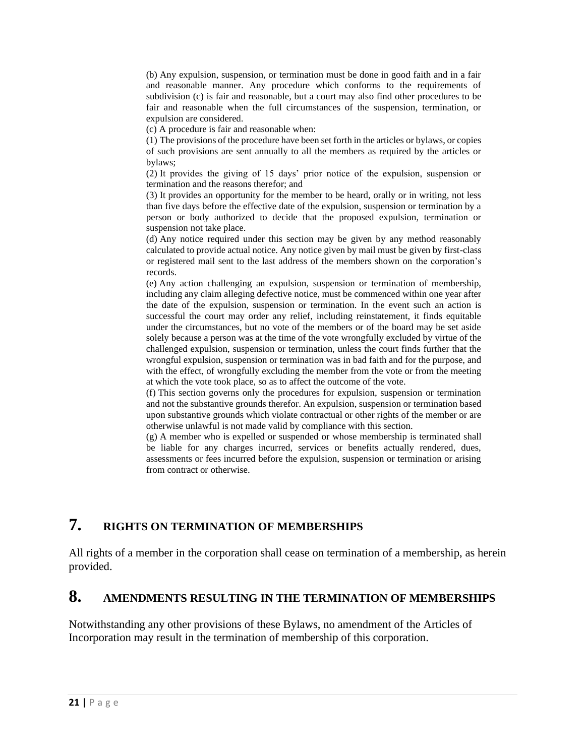(b) Any expulsion, suspension, or termination must be done in good faith and in a fair and reasonable manner. Any procedure which conforms to the requirements of subdivision (c) is fair and reasonable, but a court may also find other procedures to be fair and reasonable when the full circumstances of the suspension, termination, or expulsion are considered.

(c) A procedure is fair and reasonable when:

(1) The provisions of the procedure have been set forth in the articles or bylaws, or copies of such provisions are sent annually to all the members as required by the articles or bylaws;

(2) It provides the giving of 15 days' prior notice of the expulsion, suspension or termination and the reasons therefor; and

(3) It provides an opportunity for the member to be heard, orally or in writing, not less than five days before the effective date of the expulsion, suspension or termination by a person or body authorized to decide that the proposed expulsion, termination or suspension not take place.

(d) Any notice required under this section may be given by any method reasonably calculated to provide actual notice. Any notice given by mail must be given by first-class or registered mail sent to the last address of the members shown on the corporation's records.

(e) Any action challenging an expulsion, suspension or termination of membership, including any claim alleging defective notice, must be commenced within one year after the date of the expulsion, suspension or termination. In the event such an action is successful the court may order any relief, including reinstatement, it finds equitable under the circumstances, but no vote of the members or of the board may be set aside solely because a person was at the time of the vote wrongfully excluded by virtue of the challenged expulsion, suspension or termination, unless the court finds further that the wrongful expulsion, suspension or termination was in bad faith and for the purpose, and with the effect, of wrongfully excluding the member from the vote or from the meeting at which the vote took place, so as to affect the outcome of the vote.

(f) This section governs only the procedures for expulsion, suspension or termination and not the substantive grounds therefor. An expulsion, suspension or termination based upon substantive grounds which violate contractual or other rights of the member or are otherwise unlawful is not made valid by compliance with this section.

(g) A member who is expelled or suspended or whose membership is terminated shall be liable for any charges incurred, services or benefits actually rendered, dues, assessments or fees incurred before the expulsion, suspension or termination or arising from contract or otherwise.

## 7. RIGHTS ON TERMINATION OF MEMBERSHIPS

All rights of a member in the corporation shall cease on termination of a membership, as herein provided.

## 8. AMENDMENTS RESULTING IN THE TERMINATION OF MEMBERSHIPS

Notwithstanding any other provisions of these Bylaws, no amendment of the Articles of Incorporation may result in the termination of membership of this corporation.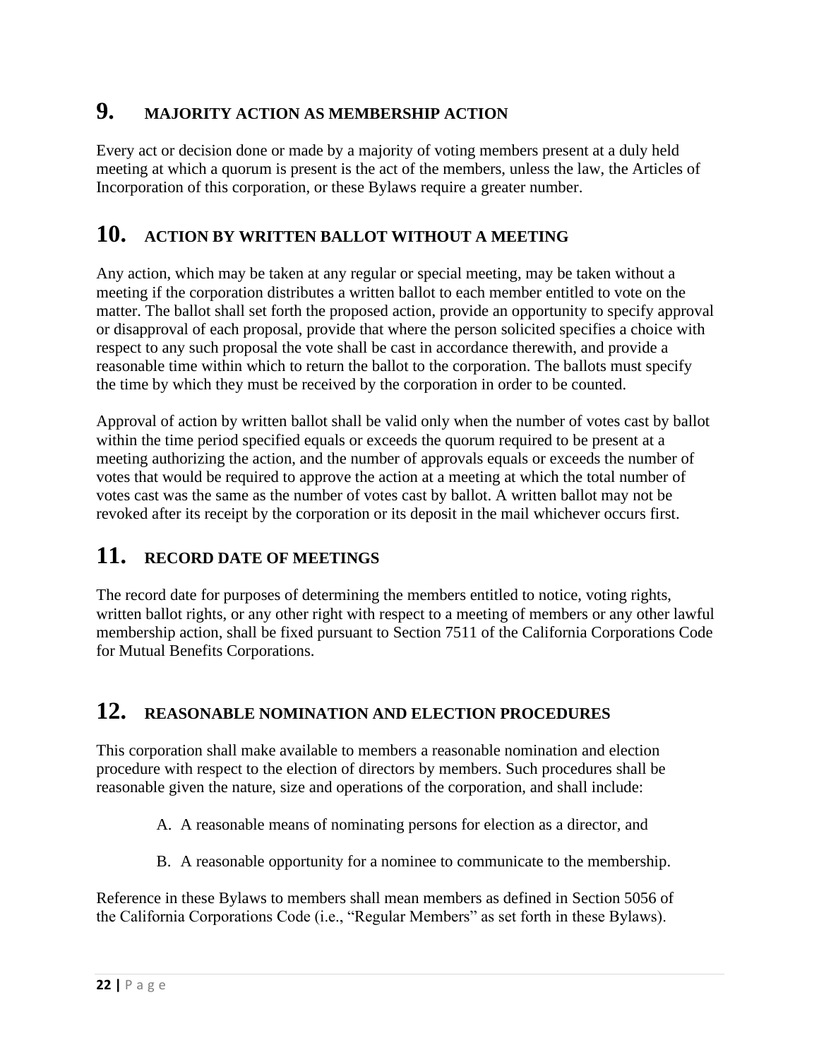## 9. MAJORITY ACTION AS MEMBERSHIP ACTION

Every act or decision done or made by a majority of voting members present at a duly held meeting at which a quorum is present is the act of the members, unless the law, the Articles of Incorporation of this corporation, or these Bylaws require a greater number.

## 10. ACTION BY WRITTEN BALLOT WITHOUT A MEETING

Any action, which may be taken at any regular or special meeting, may be taken without a meeting if the corporation distributes a written ballot to each member entitled to vote on the matter. The ballot shall set forth the proposed action, provide an opportunity to specify approval or disapproval of each proposal, provide that where the person solicited specifies a choice with respect to any such proposal the vote shall be cast in accordance therewith, and provide a reasonable time within which to return the ballot to the corporation. The ballots must specify the time by which they must be received by the corporation in order to be counted.

Approval of action by written ballot shall be valid only when the number of votes cast by ballot within the time period specified equals or exceeds the quorum required to be present at a meeting authorizing the action, and the number of approvals equals or exceeds the number of votes that would be required to approve the action at a meeting at which the total number of votes cast was the same as the number of votes cast by ballot. A written ballot may not be revoked after its receipt by the corporation or its deposit in the mail whichever occurs first.

## 11. RECORD DATE OF MEETINGS

The record date for purposes of determining the members entitled to notice, voting rights, written ballot rights, or any other right with respect to a meeting of members or any other lawful membership action, shall be fixed pursuant to Section 7511 of the California Corporations Code for Mutual Benefits Corporations.

## 12. REASONABLE NOMINATION AND ELECTION PROCEDURES

This corporation shall make available to members a reasonable nomination and election procedure with respect to the election of directors by members. Such procedures shall be reasonable given the nature, size and operations of the corporation, and shall include:

A. A reasonable means of nominating persons for election as a director, and

B. A reasonable opportunity for a nominee to communicate to the membership.

Reference in these Bylaws to members shall mean members as defined in Section 5056 of the California Corporations Code (i.e., "Regular Members" as set forth in these Bylaws).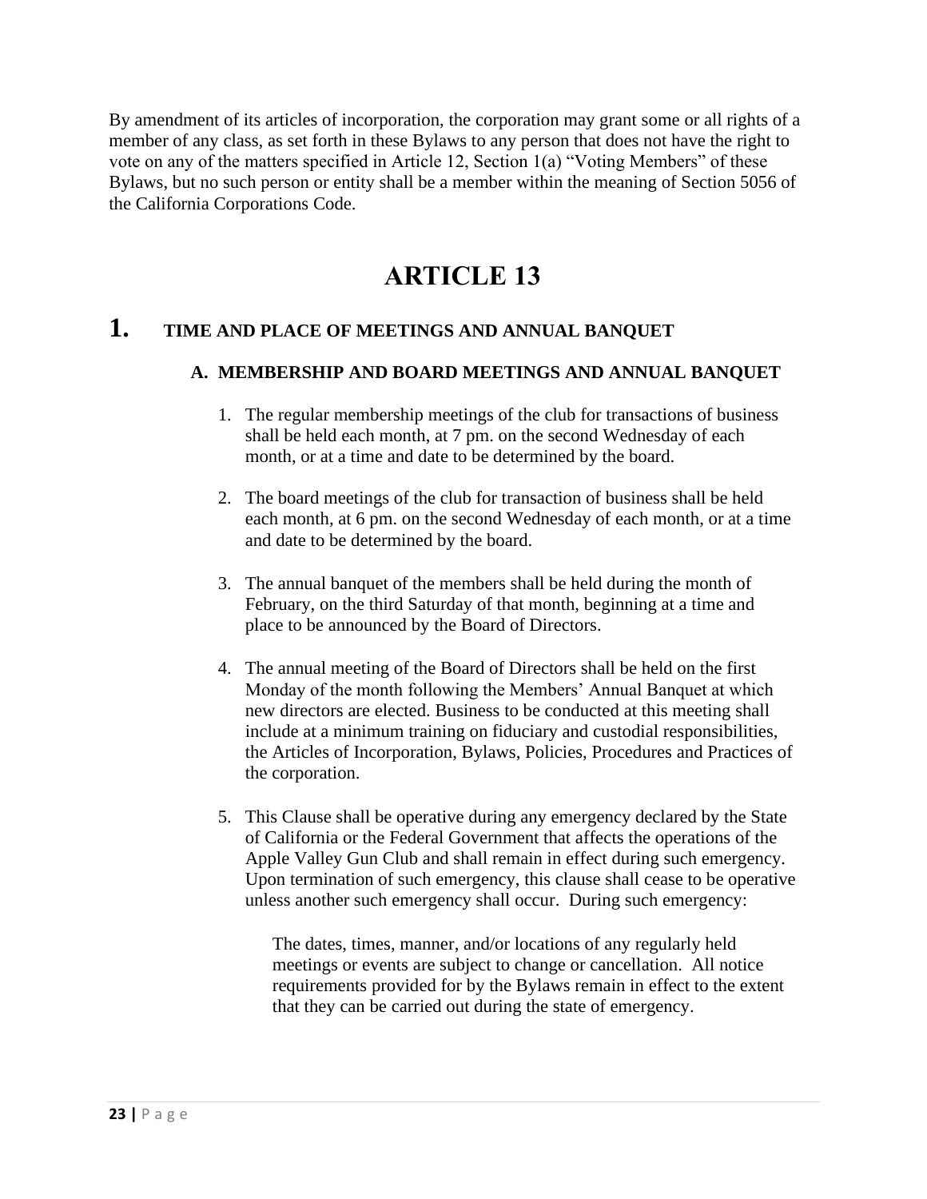By amendment of its articles of incorporation, the corporation may grant some or all rights of a member of any class, as set forth in these Bylaws to any person that does not have the right to vote on any of the matters specified in Article 12, Section 1(a) "Voting Members" of these Bylaws, but no such person or entity shall be a member within the meaning of Section 5056 of the California Corporations Code.

# ARTICLE 13

## 1. TIME AND PLACE OF MEETINGS AND ANNUAL BANQUET

### A. MEMBERSHIP AND BOARD MEETINGS AND ANNUAL BANQUET

1. The regular membership meetings of the club for transactions of business shall be held each month, at 7 pm. on the second Wednesday of each month, or at a time and date to be determined by the board.

2. The board meetings of the club for transaction of business shall be held each month, at 6 pm. on the second Wednesday of each month, or at a time and date to be determined by the board.

3. The annual banquet of the members shall be held during the month of February, on the third Saturday of that month, beginning at a time and place to be announced by the Board of Directors.

4. The annual meeting of the Board of Directors shall be held on the first Monday of the month following the Members' Annual Banquet at which new directors are elected. Business to be conducted at this meeting shall include at a minimum training on fiduciary and custodial responsibilities, the Articles of Incorporation, Bylaws, Policies, Procedures and Practices of the corporation.

5. This Clause shall be operative during any emergency declared by the State of California or the Federal Government that affects the operations of the Apple Valley Gun Club and shall remain in effect during such emergency. Upon termination of such emergency, this clause shall cease to be operative unless another such emergency shall occur. During such emergency:

   The dates, times, manner, and/or locations of any regularly held meetings or events are subject to change or cancellation. All notice requirements provided for by the Bylaws remain in effect to the extent that they can be carried out during the state of emergency.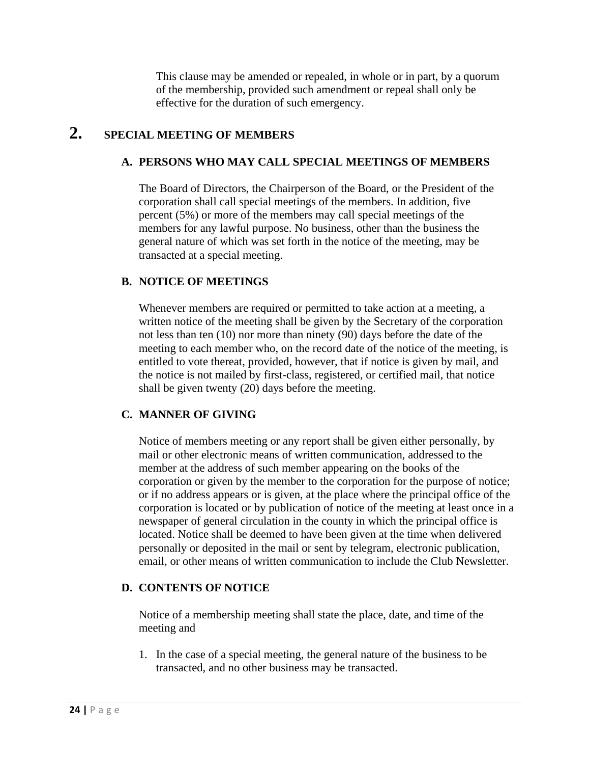This clause may be amended or repealed, in whole or in part, by a quorum of the membership, provided such amendment or repeal shall only be effective for the duration of such emergency.

## 2. SPECIAL MEETING OF MEMBERS

### A. PERSONS WHO MAY CALL SPECIAL MEETINGS OF MEMBERS

The Board of Directors, the Chairperson of the Board, or the President of the corporation shall call special meetings of the members. In addition, five percent (5%) or more of the members may call special meetings of the members for any lawful purpose. No business, other than the business the general nature of which was set forth in the notice of the meeting, may be transacted at a special meeting.

### B. NOTICE OF MEETINGS

Whenever members are required or permitted to take action at a meeting, a written notice of the meeting shall be given by the Secretary of the corporation not less than ten (10) nor more than ninety (90) days before the date of the meeting to each member who, on the record date of the notice of the meeting, is entitled to vote thereat, provided, however, that if notice is given by mail, and the notice is not mailed by first-class, registered, or certified mail, that notice shall be given twenty (20) days before the meeting.

### C. MANNER OF GIVING

Notice of members meeting or any report shall be given either personally, by mail or other electronic means of written communication, addressed to the member at the address of such member appearing on the books of the corporation or given by the member to the corporation for the purpose of notice; or if no address appears or is given, at the place where the principal office of the corporation is located or by publication of notice of the meeting at least once in a newspaper of general circulation in the county in which the principal office is located. Notice shall be deemed to have been given at the time when delivered personally or deposited in the mail or sent by telegram, electronic publication, email, or other means of written communication to include the Club Newsletter.

### D. CONTENTS OF NOTICE

Notice of a membership meeting shall state the place, date, and time of the meeting and

1. In the case of a special meeting, the general nature of the business to be transacted, and no other business may be transacted.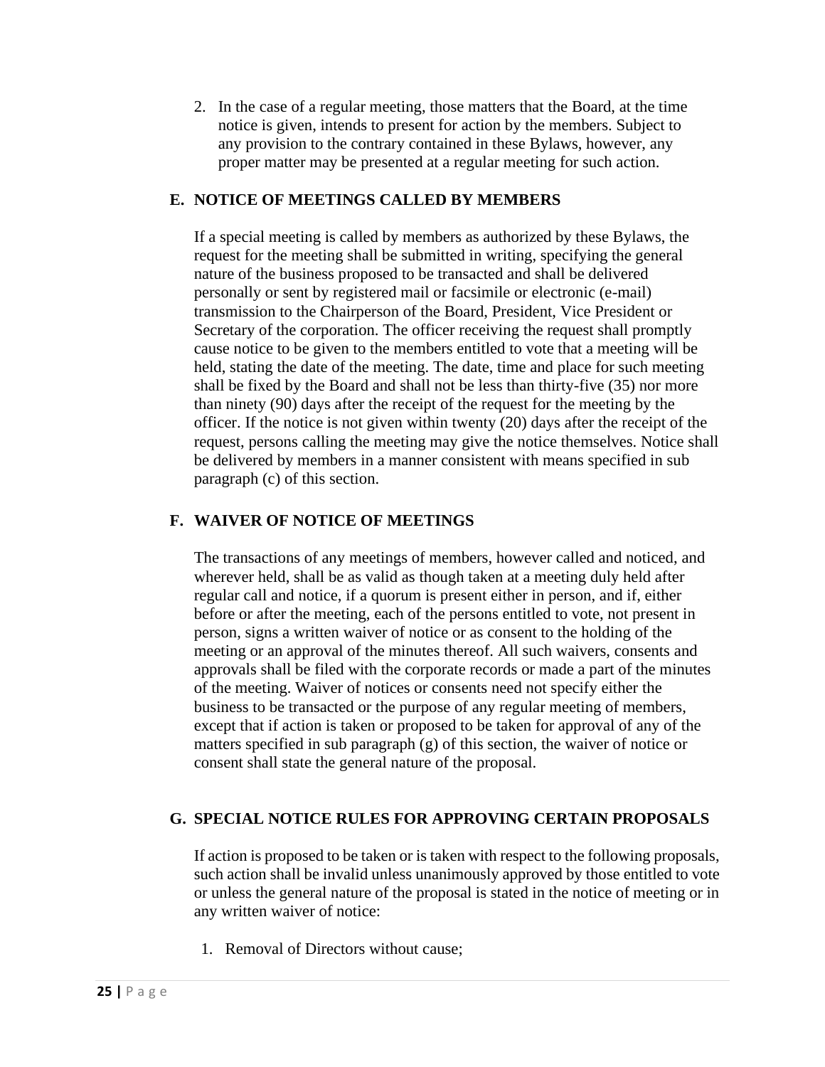2. In the case of a regular meeting, those matters that the Board, at the time notice is given, intends to present for action by the members. Subject to any provision to the contrary contained in these Bylaws, however, any proper matter may be presented at a regular meeting for such action.

## E. NOTICE OF MEETINGS CALLED BY MEMBERS

If a special meeting is called by members as authorized by these Bylaws, the request for the meeting shall be submitted in writing, specifying the general nature of the business proposed to be transacted and shall be delivered personally or sent by registered mail or facsimile or electronic (e-mail) transmission to the Chairperson of the Board, President, Vice President or Secretary of the corporation. The officer receiving the request shall promptly cause notice to be given to the members entitled to vote that a meeting will be held, stating the date of the meeting. The date, time and place for such meeting shall be fixed by the Board and shall not be less than thirty-five (35) nor more than ninety (90) days after the receipt of the request for the meeting by the officer. If the notice is not given within twenty (20) days after the receipt of the request, persons calling the meeting may give the notice themselves. Notice shall be delivered by members in a manner consistent with means specified in sub paragraph (c) of this section.

## F. WAIVER OF NOTICE OF MEETINGS

The transactions of any meetings of members, however called and noticed, and wherever held, shall be as valid as though taken at a meeting duly held after regular call and notice, if a quorum is present either in person, and if, either before or after the meeting, each of the persons entitled to vote, not present in person, signs a written waiver of notice or as consent to the holding of the meeting or an approval of the minutes thereof. All such waivers, consents and approvals shall be filed with the corporate records or made a part of the minutes of the meeting. Waiver of notices or consents need not specify either the business to be transacted or the purpose of any regular meeting of members, except that if action is taken or proposed to be taken for approval of any of the matters specified in sub paragraph (g) of this section, the waiver of notice or consent shall state the general nature of the proposal.

## G. SPECIAL NOTICE RULES FOR APPROVING CERTAIN PROPOSALS

If action is proposed to be taken or is taken with respect to the following proposals, such action shall be invalid unless unanimously approved by those entitled to vote or unless the general nature of the proposal is stated in the notice of meeting or in any written waiver of notice:

1. Removal of Directors without cause;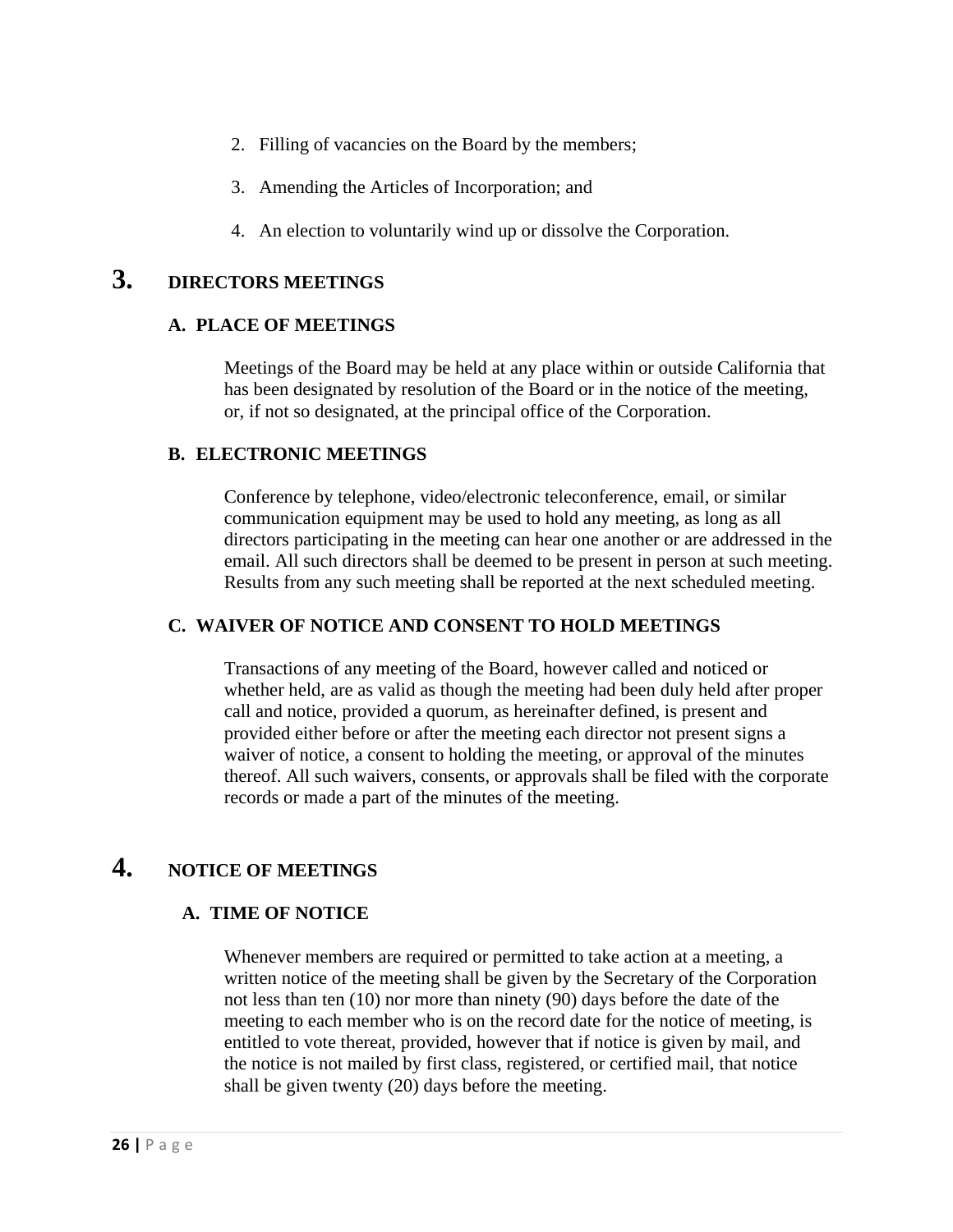2. Filling of vacancies on the Board by the members;
3. Amending the Articles of Incorporation; and
4. An election to voluntarily wind up or dissolve the Corporation.

# 3. DIRECTORS MEETINGS

## A. PLACE OF MEETINGS

Meetings of the Board may be held at any place within or outside California that has been designated by resolution of the Board or in the notice of the meeting, or, if not so designated, at the principal office of the Corporation.

## B. ELECTRONIC MEETINGS

Conference by telephone, video/electronic teleconference, email, or similar communication equipment may be used to hold any meeting, as long as all directors participating in the meeting can hear one another or are addressed in the email. All such directors shall be deemed to be present in person at such meeting. Results from any such meeting shall be reported at the next scheduled meeting.

## C. WAIVER OF NOTICE AND CONSENT TO HOLD MEETINGS

Transactions of any meeting of the Board, however called and noticed or whether held, are as valid as though the meeting had been duly held after proper call and notice, provided a quorum, as hereinafter defined, is present and provided either before or after the meeting each director not present signs a waiver of notice, a consent to holding the meeting, or approval of the minutes thereof. All such waivers, consents, or approvals shall be filed with the corporate records or made a part of the minutes of the meeting.

# 4. NOTICE OF MEETINGS

## A. TIME OF NOTICE

Whenever members are required or permitted to take action at a meeting, a written notice of the meeting shall be given by the Secretary of the Corporation not less than ten (10) nor more than ninety (90) days before the date of the meeting to each member who is on the record date for the notice of meeting, is entitled to vote thereat, provided, however that if notice is given by mail, and the notice is not mailed by first class, registered, or certified mail, that notice shall be given twenty (20) days before the meeting.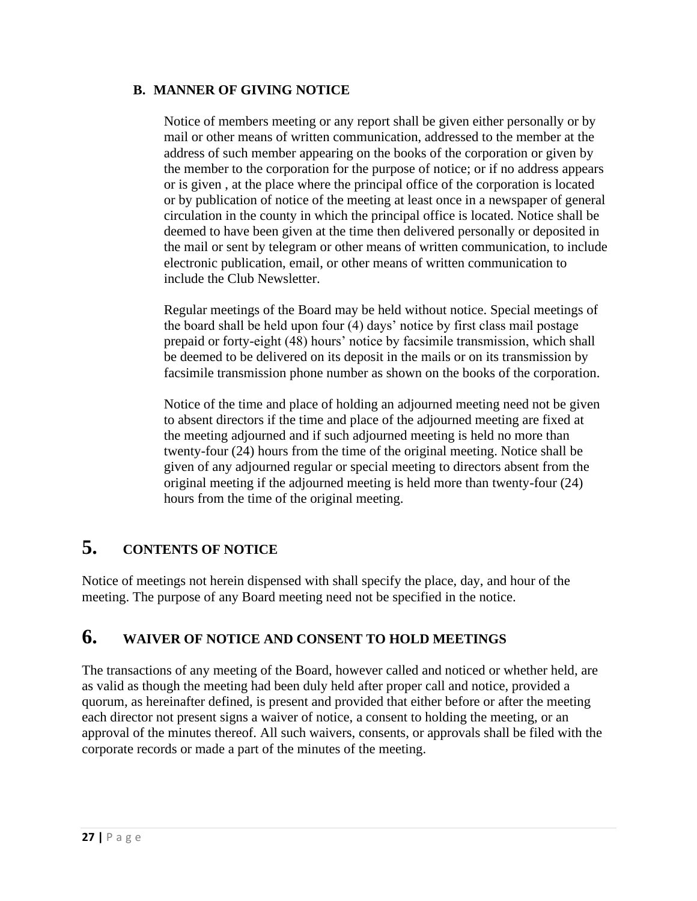### B. MANNER OF GIVING NOTICE

Notice of members meeting or any report shall be given either personally or by mail or other means of written communication, addressed to the member at the address of such member appearing on the books of the corporation or given by the member to the corporation for the purpose of notice; or if no address appears or is given , at the place where the principal office of the corporation is located or by publication of notice of the meeting at least once in a newspaper of general circulation in the county in which the principal office is located. Notice shall be deemed to have been given at the time then delivered personally or deposited in the mail or sent by telegram or other means of written communication, to include electronic publication, email, or other means of written communication to include the Club Newsletter.

Regular meetings of the Board may be held without notice. Special meetings of the board shall be held upon four (4) days' notice by first class mail postage prepaid or forty-eight (48) hours' notice by facsimile transmission, which shall be deemed to be delivered on its deposit in the mails or on its transmission by facsimile transmission phone number as shown on the books of the corporation.

Notice of the time and place of holding an adjourned meeting need not be given to absent directors if the time and place of the adjourned meeting are fixed at the meeting adjourned and if such adjourned meeting is held no more than twenty-four (24) hours from the time of the original meeting. Notice shall be given of any adjourned regular or special meeting to directors absent from the original meeting if the adjourned meeting is held more than twenty-four (24) hours from the time of the original meeting.

## 5. CONTENTS OF NOTICE

Notice of meetings not herein dispensed with shall specify the place, day, and hour of the meeting. The purpose of any Board meeting need not be specified in the notice.

## 6. WAIVER OF NOTICE AND CONSENT TO HOLD MEETINGS

The transactions of any meeting of the Board, however called and noticed or whether held, are as valid as though the meeting had been duly held after proper call and notice, provided a quorum, as hereinafter defined, is present and provided that either before or after the meeting each director not present signs a waiver of notice, a consent to holding the meeting, or an approval of the minutes thereof. All such waivers, consents, or approvals shall be filed with the corporate records or made a part of the minutes of the meeting.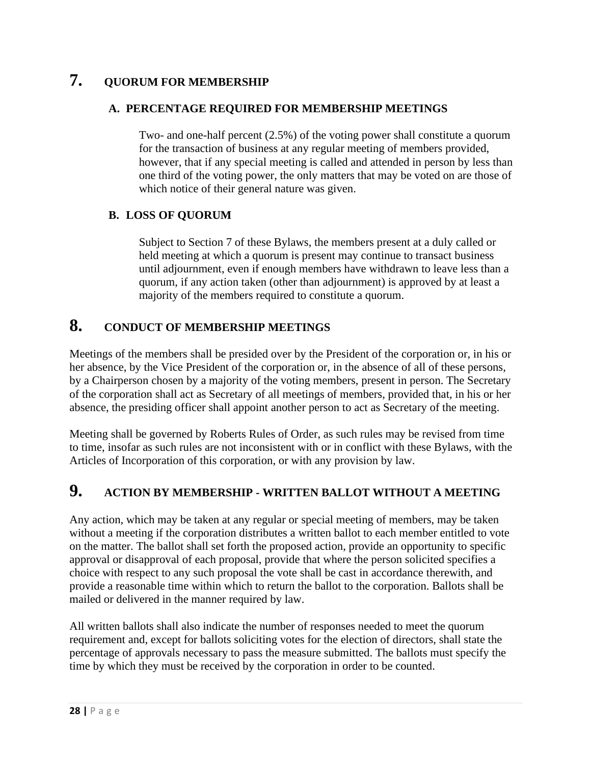# 7. QUORUM FOR MEMBERSHIP

## A. PERCENTAGE REQUIRED FOR MEMBERSHIP MEETINGS

Two- and one-half percent (2.5%) of the voting power shall constitute a quorum for the transaction of business at any regular meeting of members provided, however, that if any special meeting is called and attended in person by less than one third of the voting power, the only matters that may be voted on are those of which notice of their general nature was given.

## B. LOSS OF QUORUM

Subject to Section 7 of these Bylaws, the members present at a duly called or held meeting at which a quorum is present may continue to transact business until adjournment, even if enough members have withdrawn to leave less than a quorum, if any action taken (other than adjournment) is approved by at least a majority of the members required to constitute a quorum.

# 8. CONDUCT OF MEMBERSHIP MEETINGS

Meetings of the members shall be presided over by the President of the corporation or, in his or her absence, by the Vice President of the corporation or, in the absence of all of these persons, by a Chairperson chosen by a majority of the voting members, present in person. The Secretary of the corporation shall act as Secretary of all meetings of members, provided that, in his or her absence, the presiding officer shall appoint another person to act as Secretary of the meeting.

Meeting shall be governed by Roberts Rules of Order, as such rules may be revised from time to time, insofar as such rules are not inconsistent with or in conflict with these Bylaws, with the Articles of Incorporation of this corporation, or with any provision by law.

# 9. ACTION BY MEMBERSHIP - WRITTEN BALLOT WITHOUT A MEETING

Any action, which may be taken at any regular or special meeting of members, may be taken without a meeting if the corporation distributes a written ballot to each member entitled to vote on the matter. The ballot shall set forth the proposed action, provide an opportunity to specific approval or disapproval of each proposal, provide that where the person solicited specifies a choice with respect to any such proposal the vote shall be cast in accordance therewith, and provide a reasonable time within which to return the ballot to the corporation. Ballots shall be mailed or delivered in the manner required by law.

All written ballots shall also indicate the number of responses needed to meet the quorum requirement and, except for ballots soliciting votes for the election of directors, shall state the percentage of approvals necessary to pass the measure submitted. The ballots must specify the time by which they must be received by the corporation in order to be counted.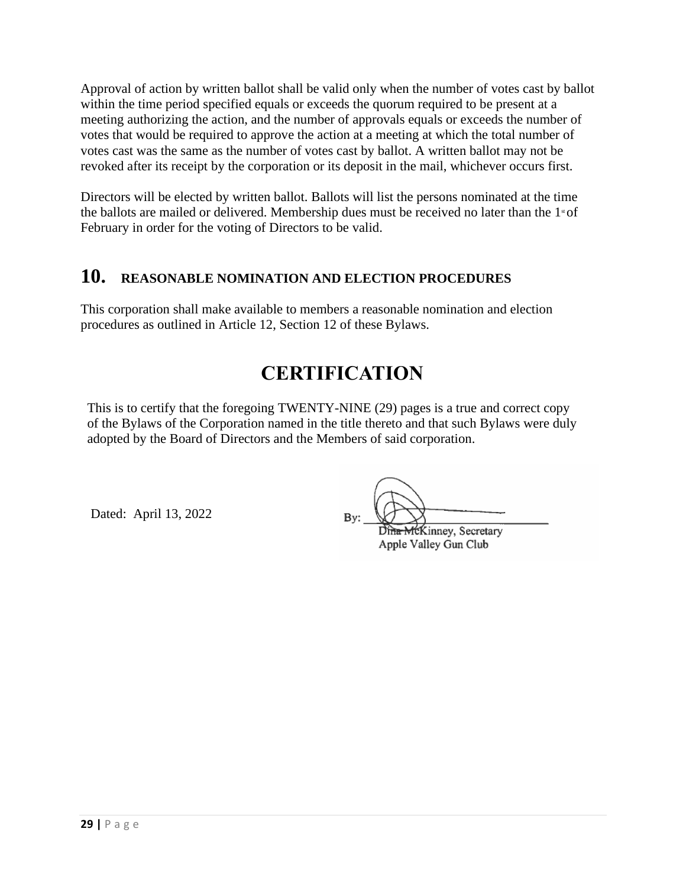Approval of action by written ballot shall be valid only when the number of votes cast by ballot within the time period specified equals or exceeds the quorum required to be present at a meeting authorizing the action, and the number of approvals equals or exceeds the number of votes that would be required to approve the action at a meeting at which the total number of votes cast was the same as the number of votes cast by ballot. A written ballot may not be revoked after its receipt by the corporation or its deposit in the mail, whichever occurs first.

Directors will be elected by written ballot. Ballots will list the persons nominated at the time the ballots are mailed or delivered. Membership dues must be received no later than the 1st of February in order for the voting of Directors to be valid.

## 10. REASONABLE NOMINATION AND ELECTION PROCEDURES

This corporation shall make available to members a reasonable nomination and election procedures as outlined in Article 12, Section 12 of these Bylaws.

# CERTIFICATION

This is to certify that the foregoing TWENTY-NINE (29) pages is a true and correct copy of the Bylaws of the Corporation named in the title thereto and that such Bylaws were duly adopted by the Board of Directors and the Members of said corporation.

Dated: April 13, 2022

By: \_\_\_\_\_\_\_\_\_\_\_\_\_\_\_\_\_\_\_\_\_\_\_\_\_\_

Dina McKinney, Secretary
Apple Valley Gun Club